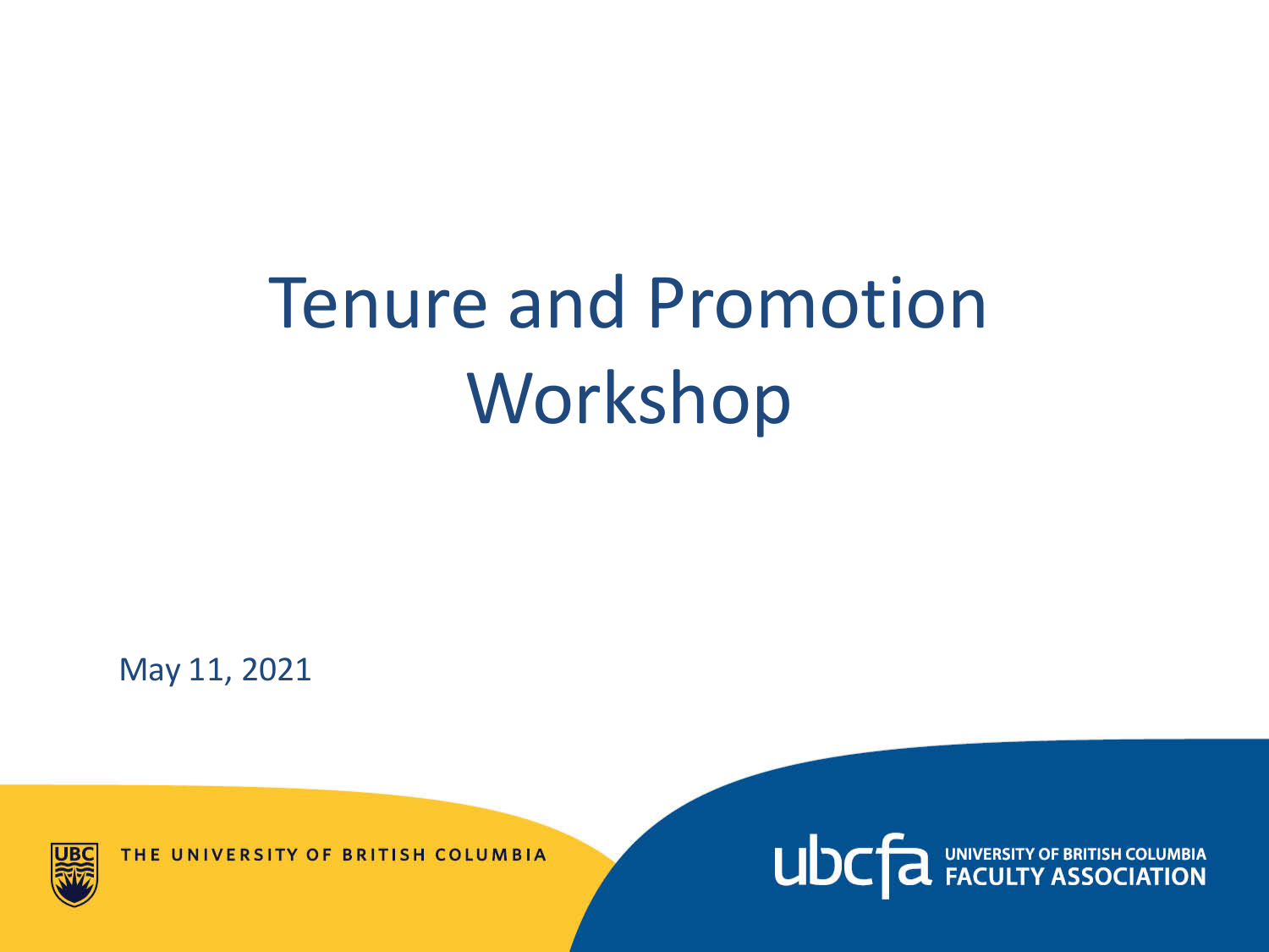# Tenure and Promotion Workshop

May 11, 2021

THE UNIVERSITY OF BRITISH COLUMBIA

ubcfa UNIVERSITY OF BRITISH COLUMBIA FACULTY ASSOCIATION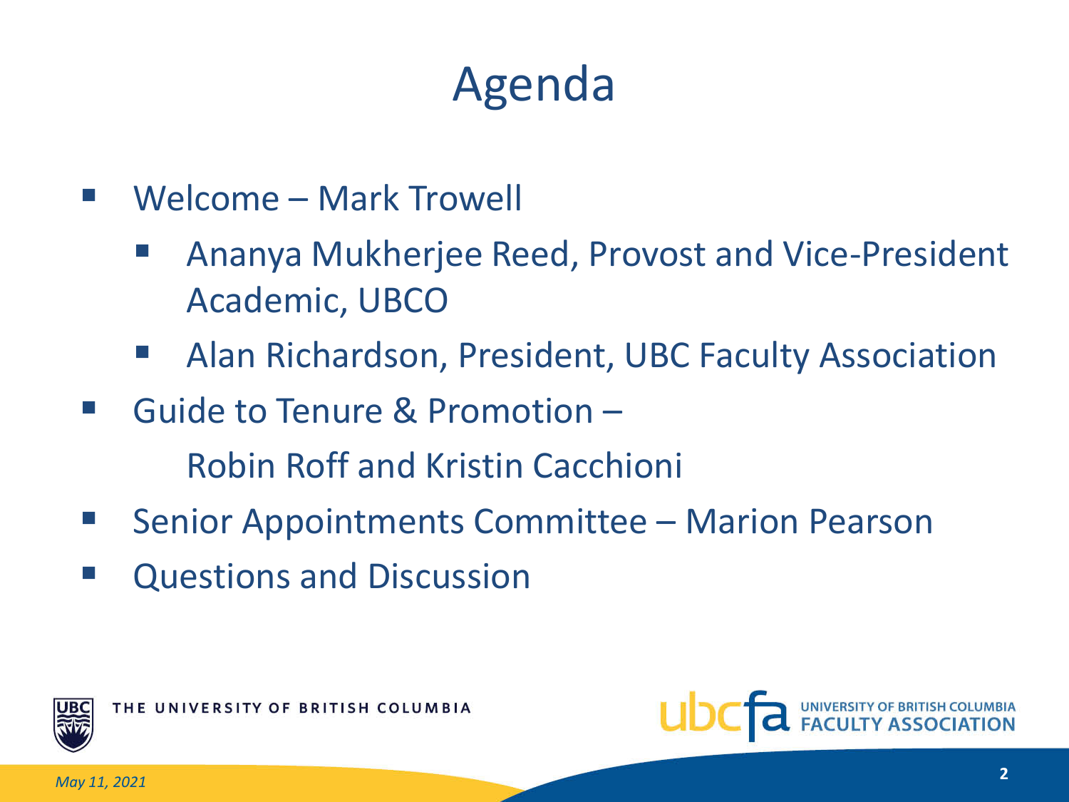# Agenda

- Welcome – Mark Trowell
  - Ananya Mukherjee Reed, Provost and Vice-President Academic, UBCO
  - Alan Richardson, President, UBC Faculty Association
- Guide to Tenure & Promotion –
  Robin Roff and Kristin Cacchioni
- Senior Appointments Committee – Marion Pearson
- Questions and Discussion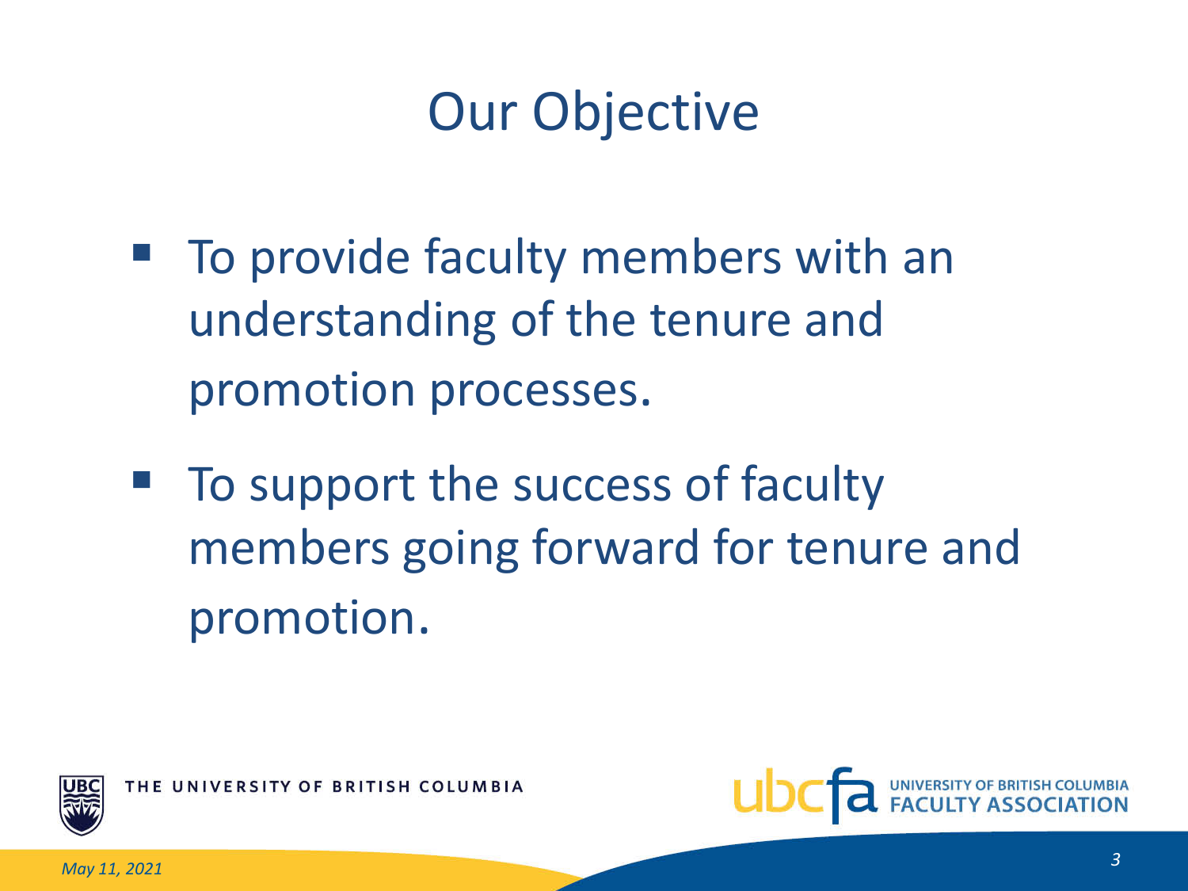# Our Objective

- To provide faculty members with an understanding of the tenure and promotion processes.
- To support the success of faculty members going forward for tenure and promotion.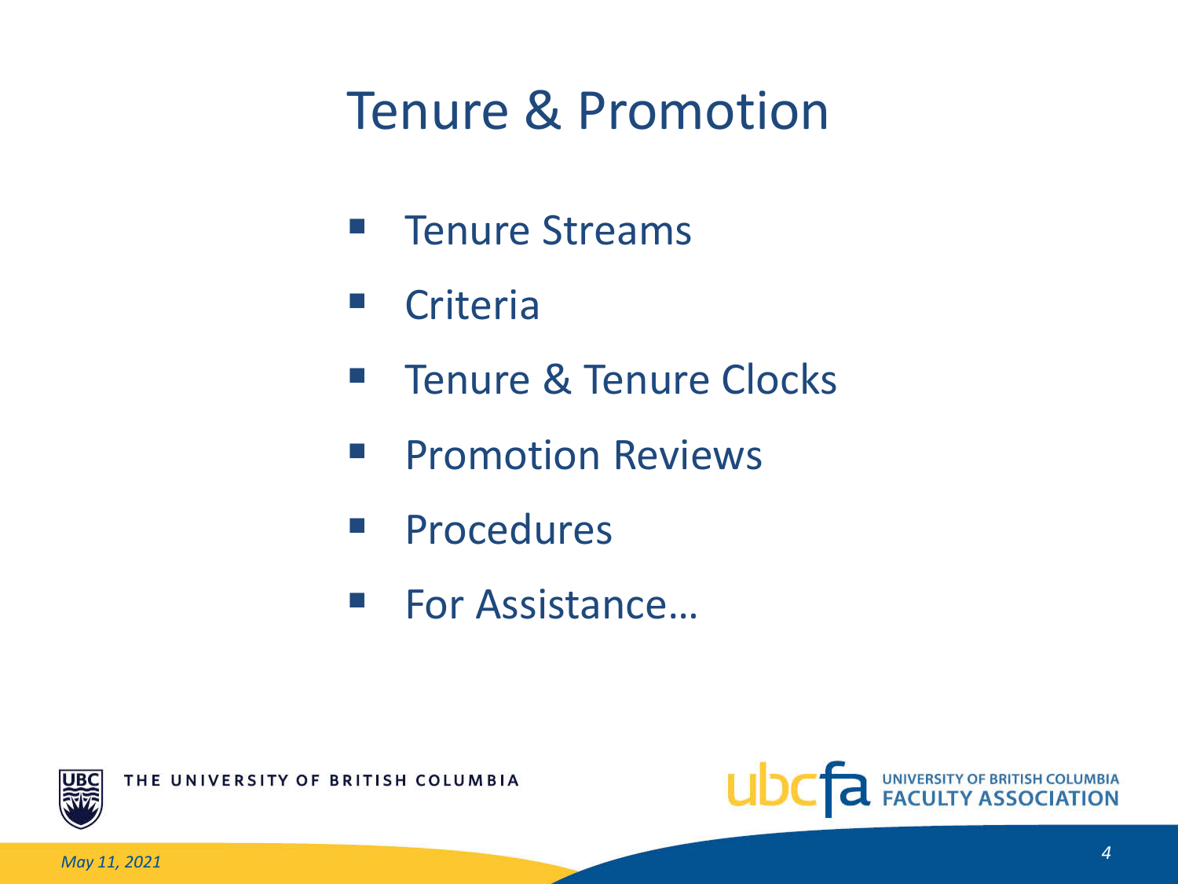# Tenure & Promotion

- Tenure Streams
- Criteria
- Tenure & Tenure Clocks
- Promotion Reviews
- Procedures
- For Assistance…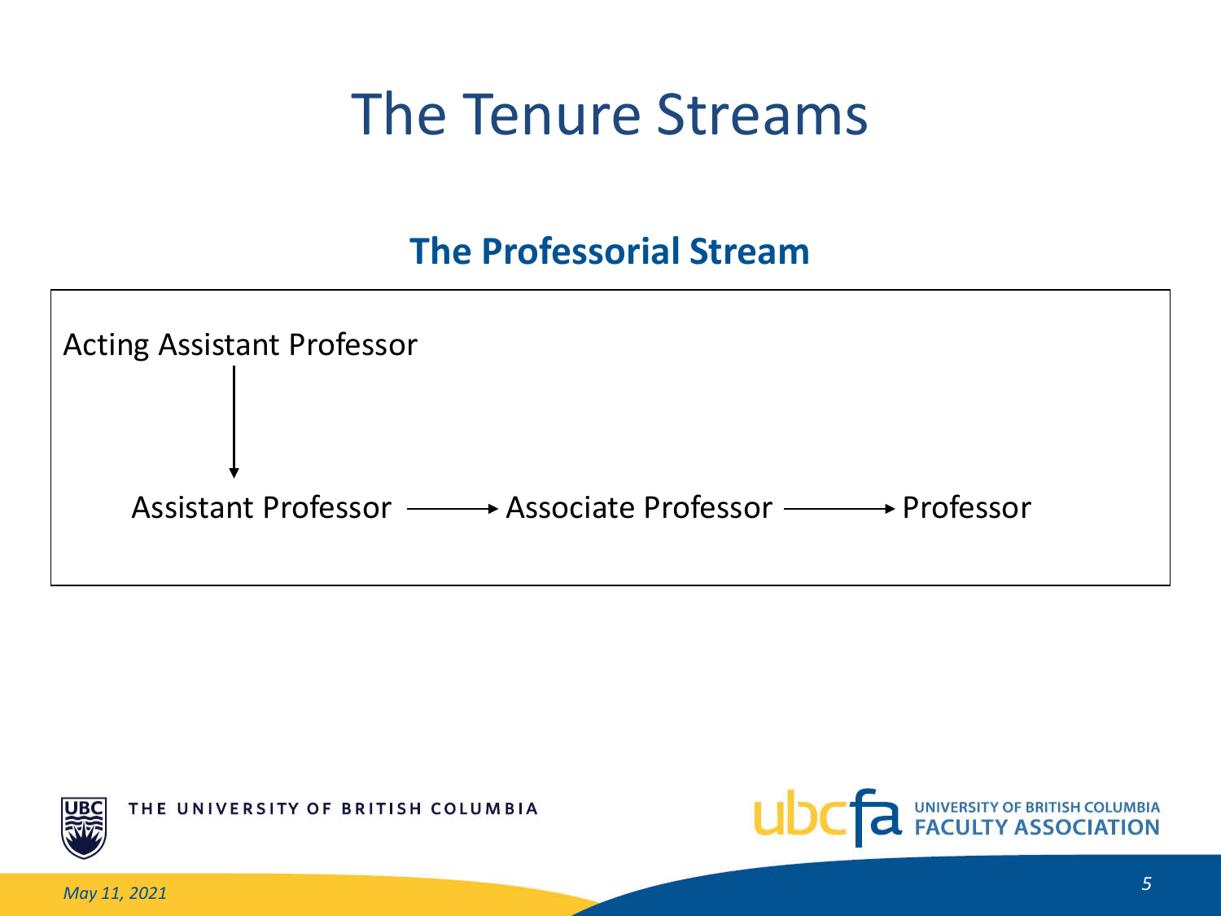# The Tenure Streams

## The Professorial Stream

Acting Assistant Professor
↓
Assistant Professor → Associate Professor → Professor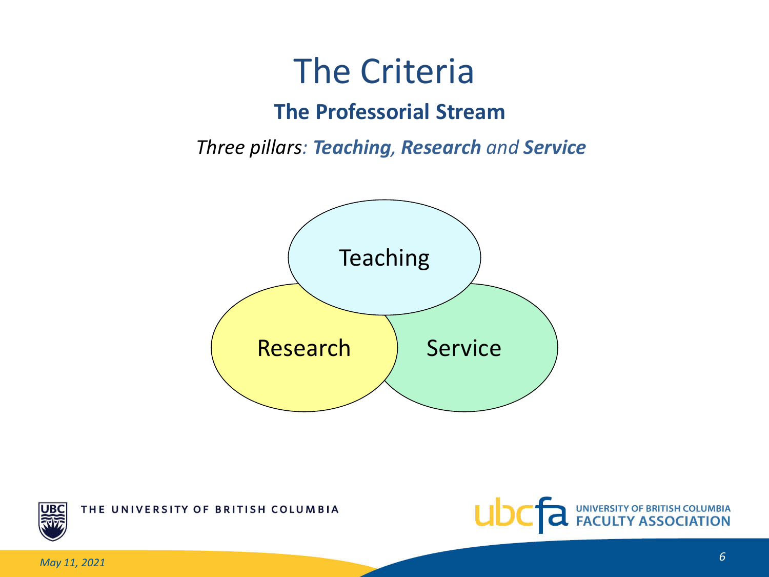# The Criteria

## The Professorial Stream

*Three pillars: **Teaching**, **Research** and **Service***

Teaching

Research

Service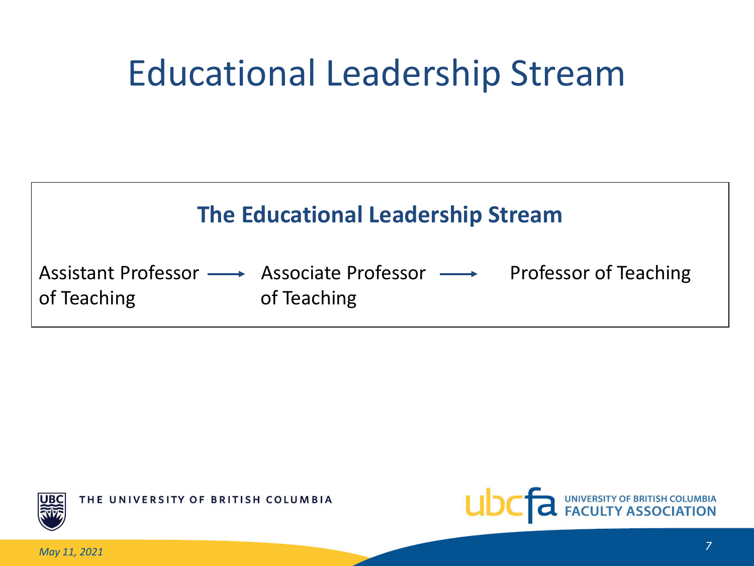# Educational Leadership Stream

**The Educational Leadership Stream**

Assistant Professor of Teaching → Associate Professor of Teaching → Professor of Teaching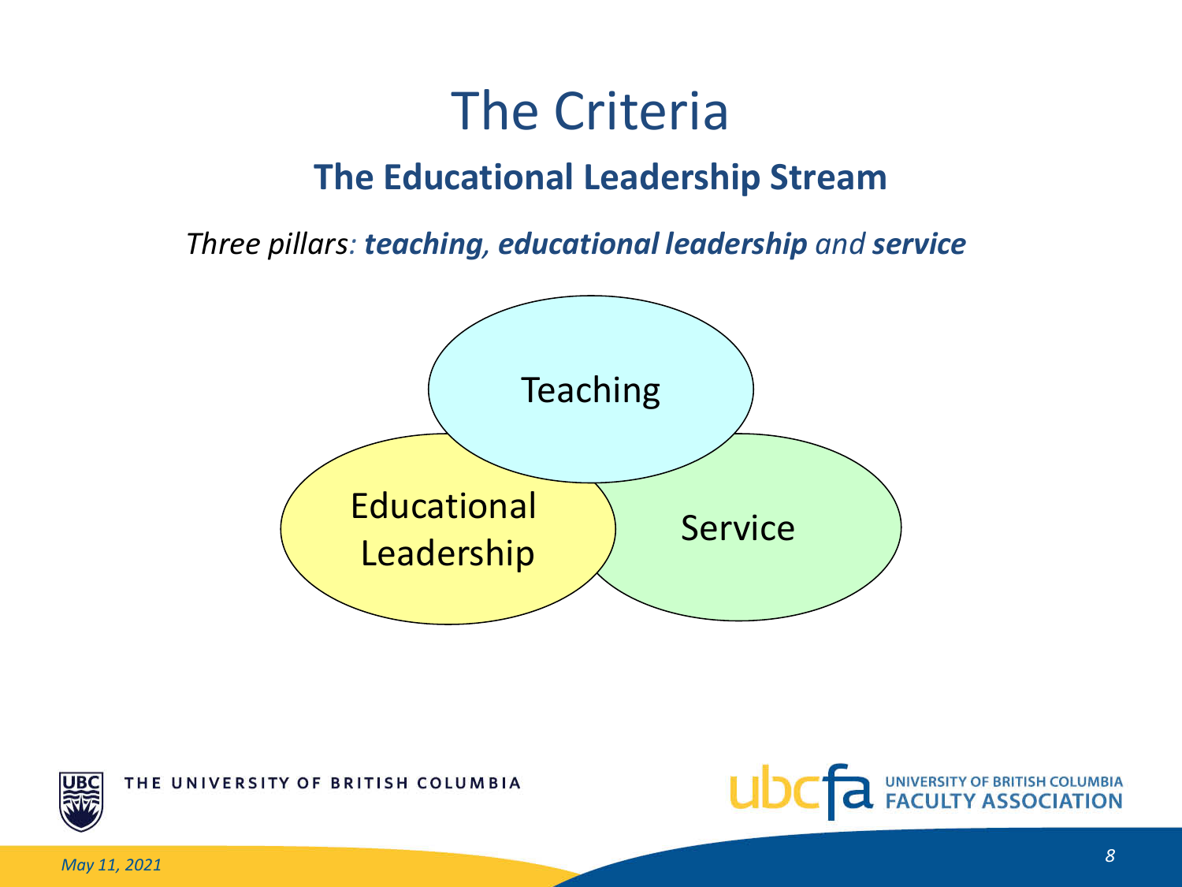# The Criteria

## The Educational Leadership Stream

*Three pillars: **teaching, educational leadership** and **service***

Teaching

Educational Leadership

Service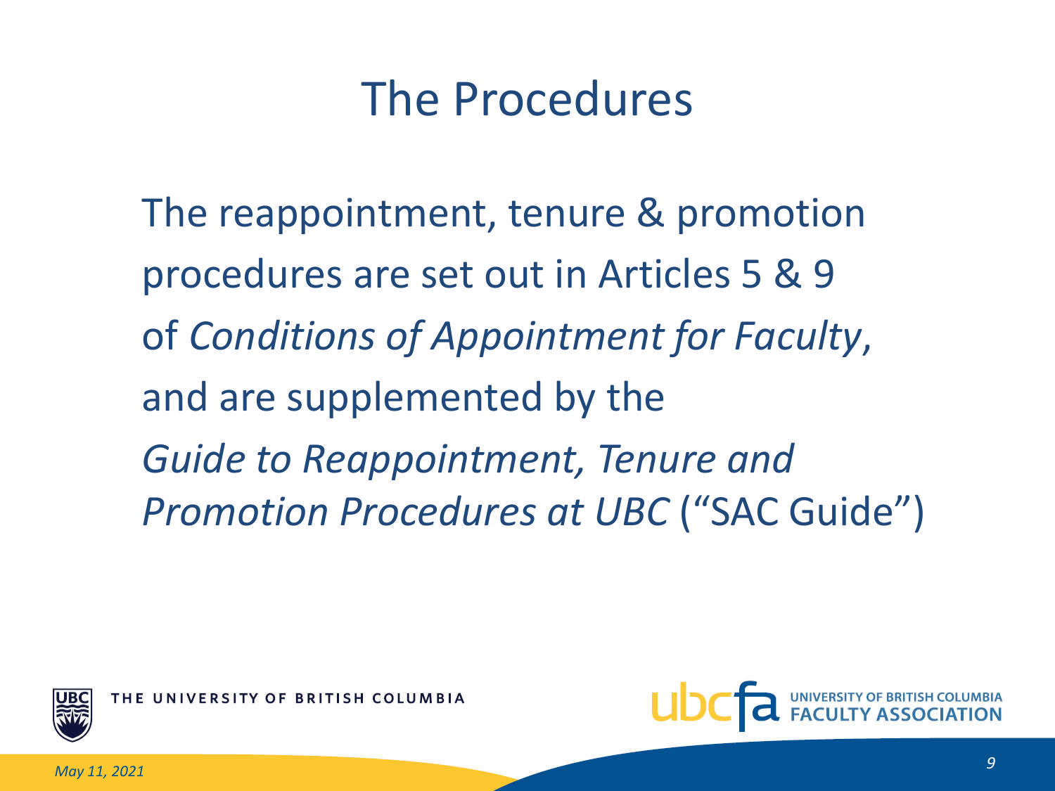# The Procedures

The reappointment, tenure & promotion procedures are set out in Articles 5 & 9 of *Conditions of Appointment for Faculty*, and are supplemented by the *Guide to Reappointment, Tenure and Promotion Procedures at UBC* ("SAC Guide")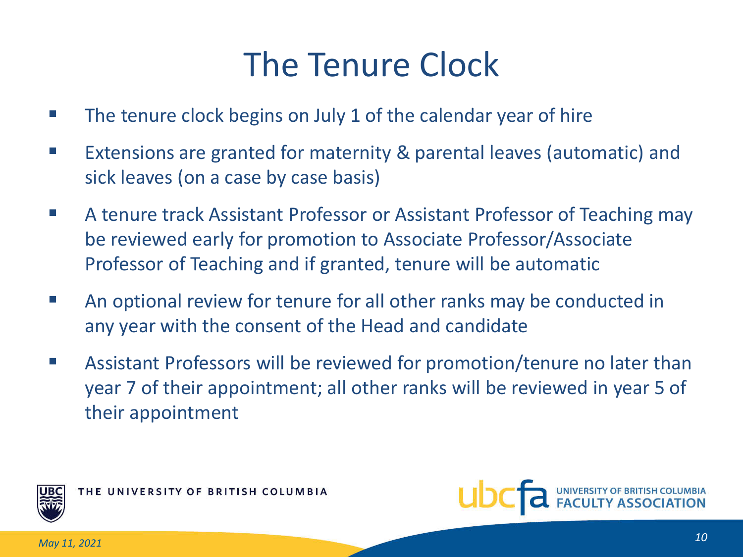# The Tenure Clock

- The tenure clock begins on July 1 of the calendar year of hire
- Extensions are granted for maternity & parental leaves (automatic) and sick leaves (on a case by case basis)
- A tenure track Assistant Professor or Assistant Professor of Teaching may be reviewed early for promotion to Associate Professor/Associate Professor of Teaching and if granted, tenure will be automatic
- An optional review for tenure for all other ranks may be conducted in any year with the consent of the Head and candidate
- Assistant Professors will be reviewed for promotion/tenure no later than year 7 of their appointment; all other ranks will be reviewed in year 5 of their appointment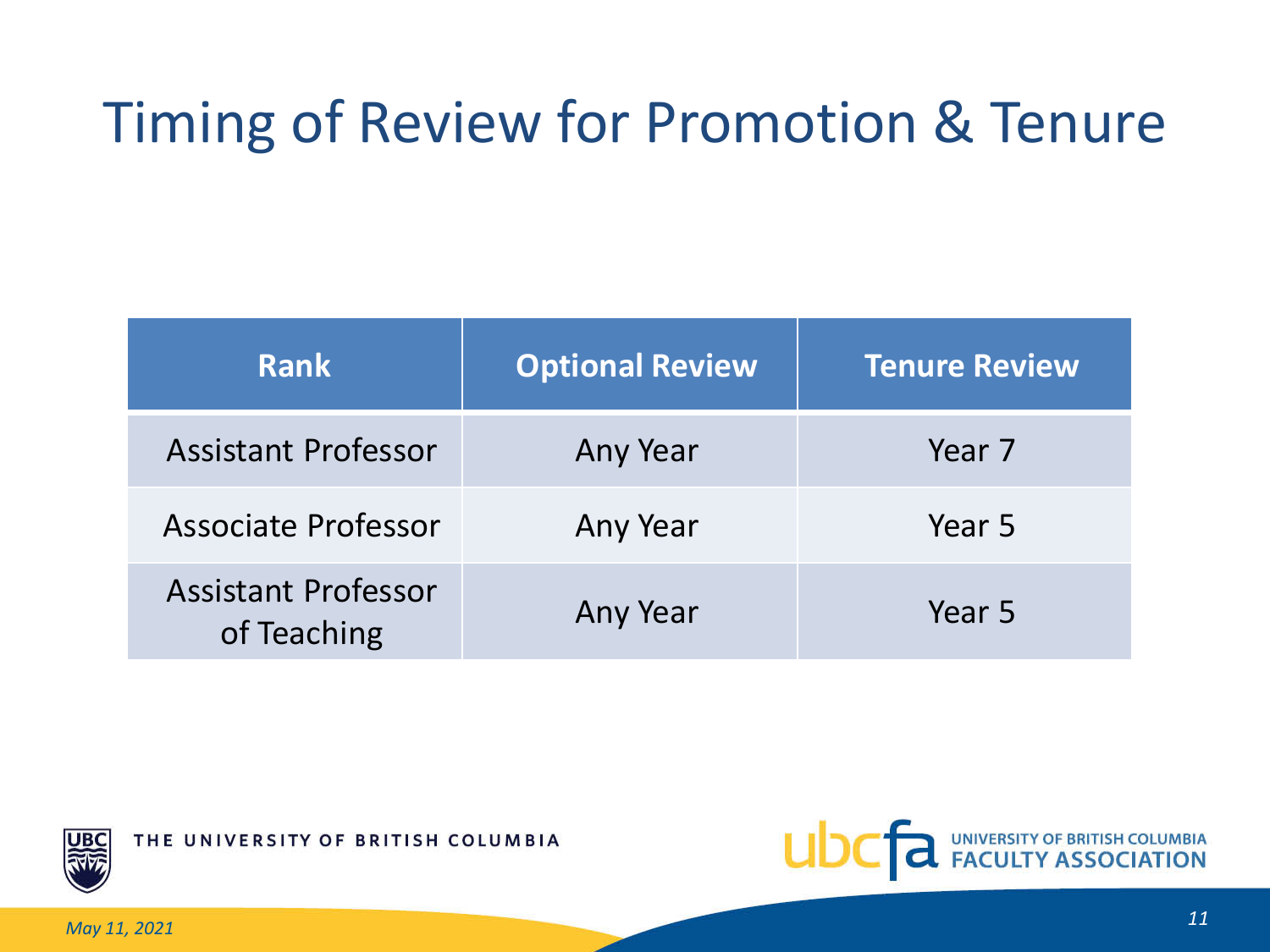# Timing of Review for Promotion & Tenure

| Rank | Optional Review | Tenure Review |
| --- | --- | --- |
| Assistant Professor | Any Year | Year 7 |
| Associate Professor | Any Year | Year 5 |
| Assistant Professor of Teaching | Any Year | Year 5 |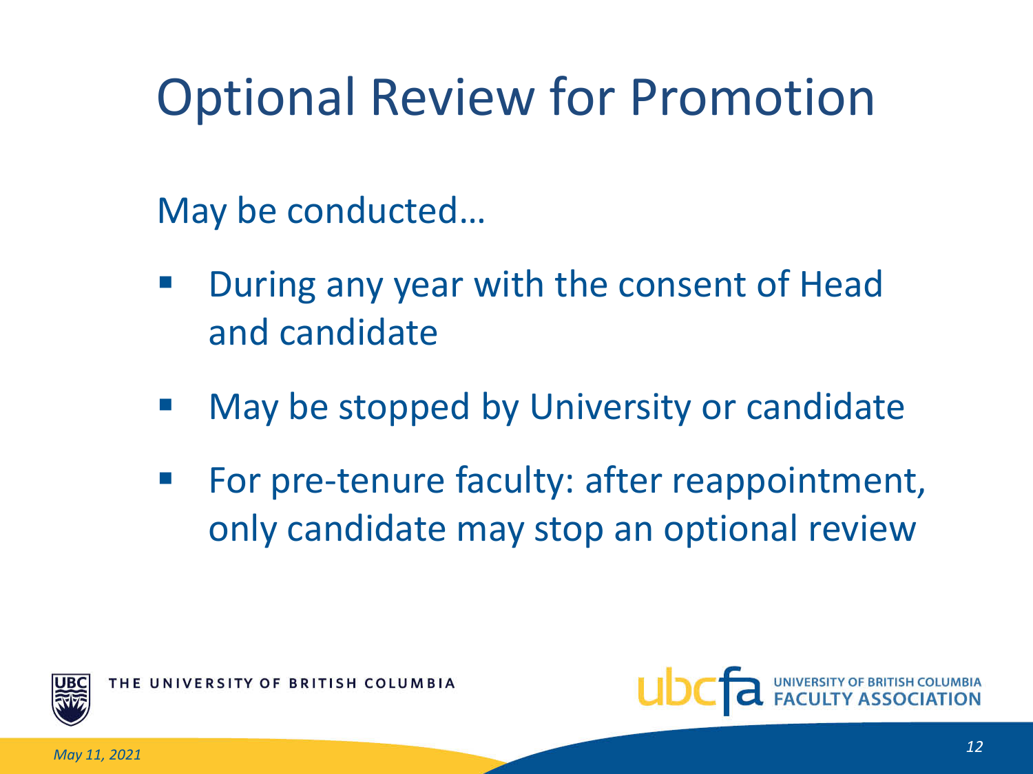# Optional Review for Promotion

May be conducted…

- During any year with the consent of Head and candidate
- May be stopped by University or candidate
- For pre-tenure faculty: after reappointment, only candidate may stop an optional review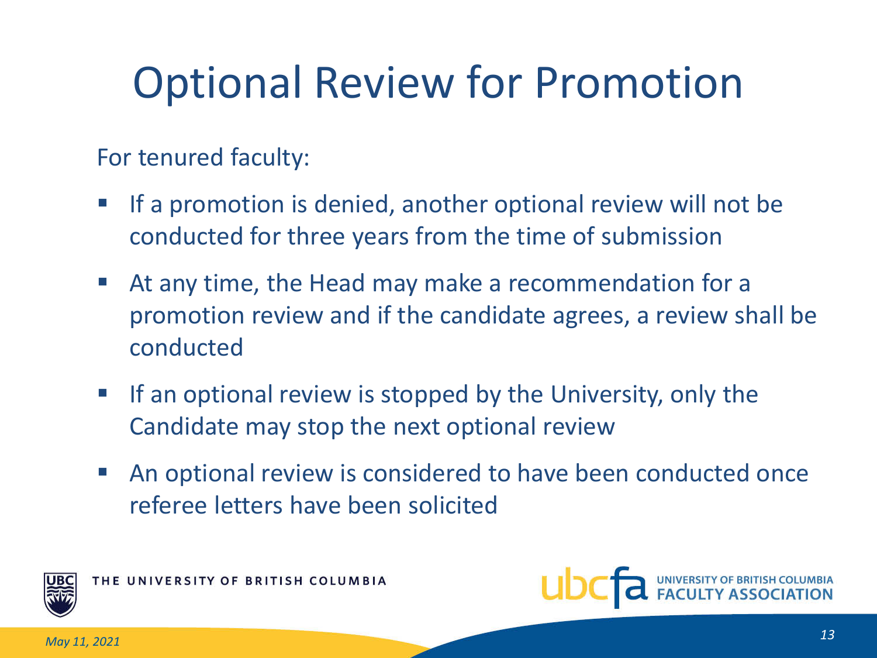# Optional Review for Promotion

For tenured faculty:

- If a promotion is denied, another optional review will not be conducted for three years from the time of submission
- At any time, the Head may make a recommendation for a promotion review and if the candidate agrees, a review shall be conducted
- If an optional review is stopped by the University, only the Candidate may stop the next optional review
- An optional review is considered to have been conducted once referee letters have been solicited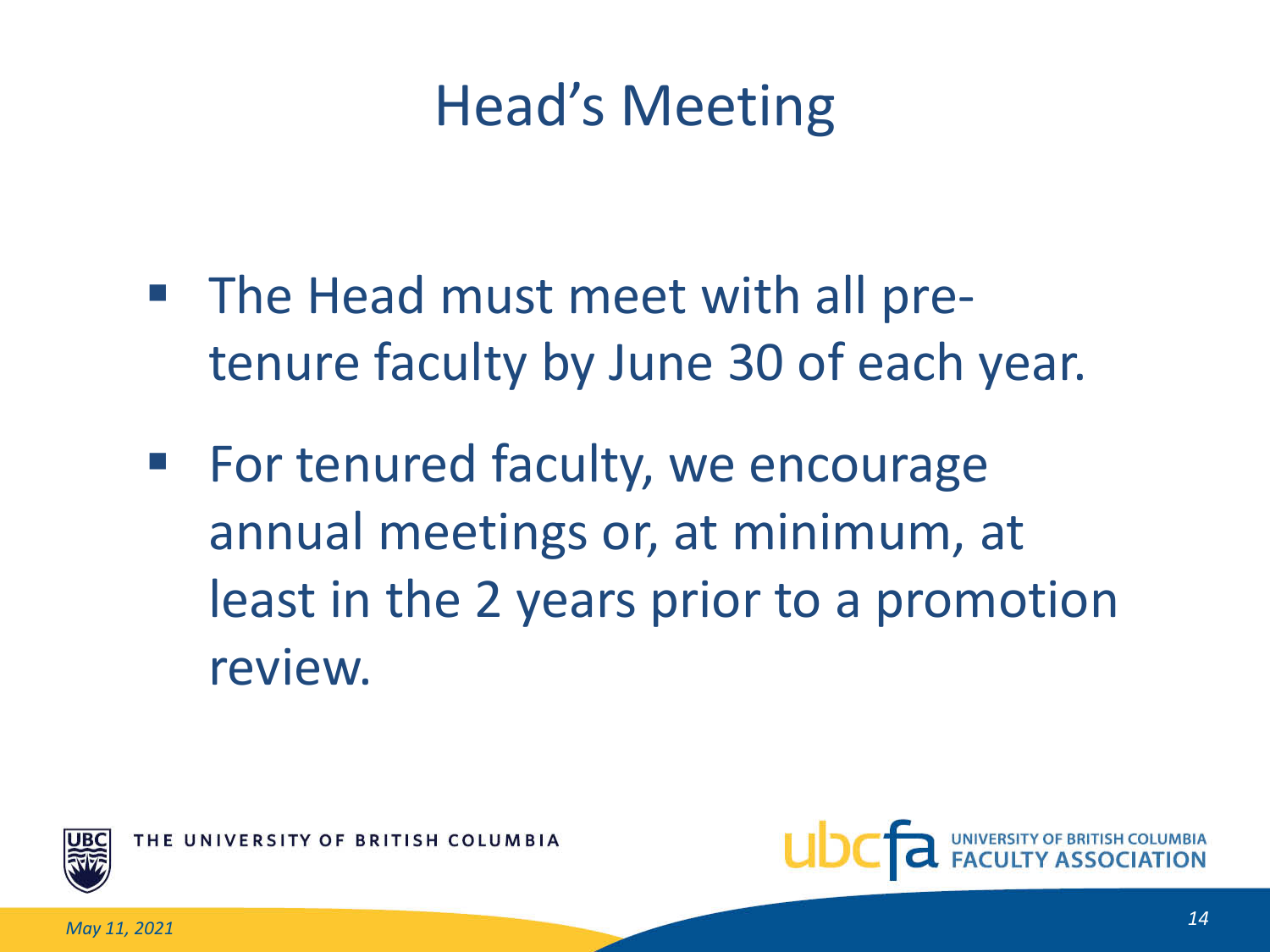# Head's Meeting

- The Head must meet with all pre-tenure faculty by June 30 of each year.
- For tenured faculty, we encourage annual meetings or, at minimum, at least in the 2 years prior to a promotion review.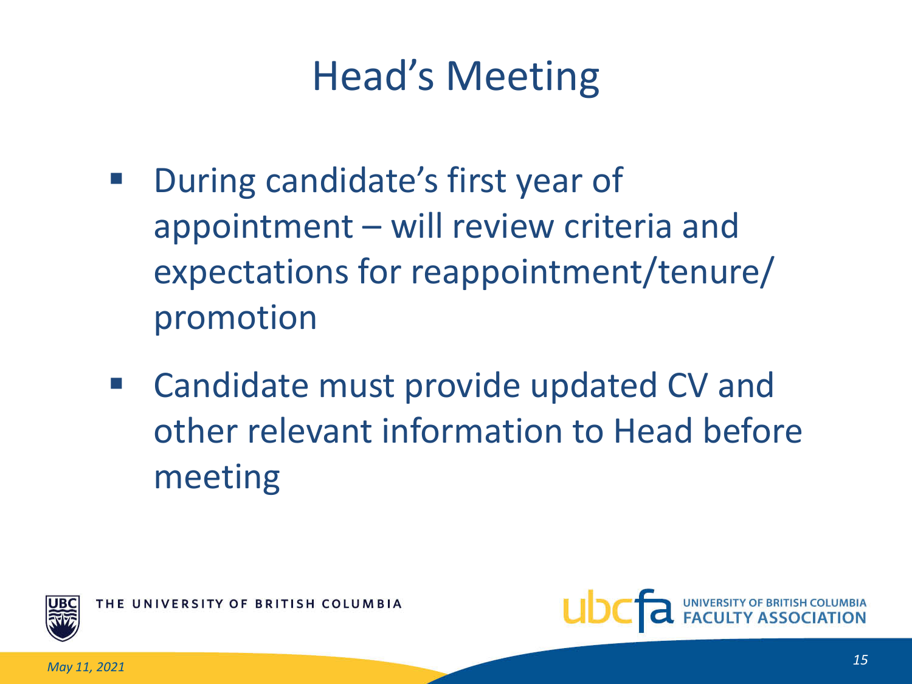# Head's Meeting

- During candidate's first year of appointment – will review criteria and expectations for reappointment/tenure/promotion
- Candidate must provide updated CV and other relevant information to Head before meeting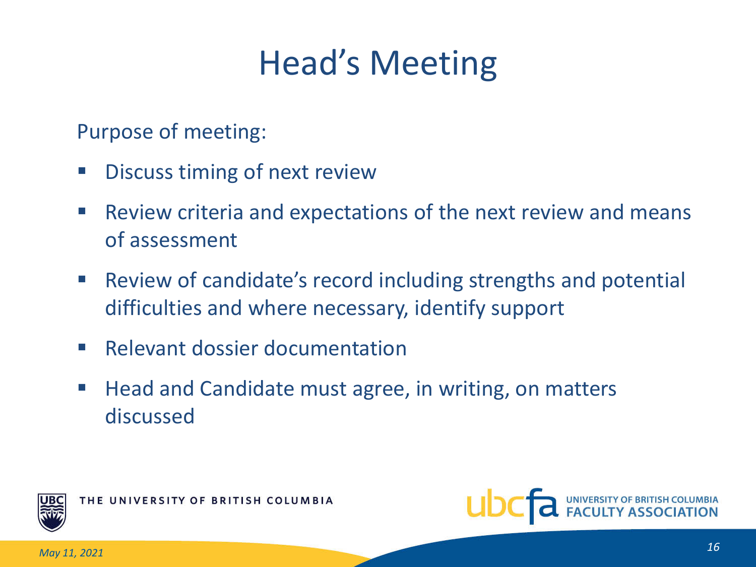# Head's Meeting

Purpose of meeting:

- Discuss timing of next review
- Review criteria and expectations of the next review and means of assessment
- Review of candidate's record including strengths and potential difficulties and where necessary, identify support
- Relevant dossier documentation
- Head and Candidate must agree, in writing, on matters discussed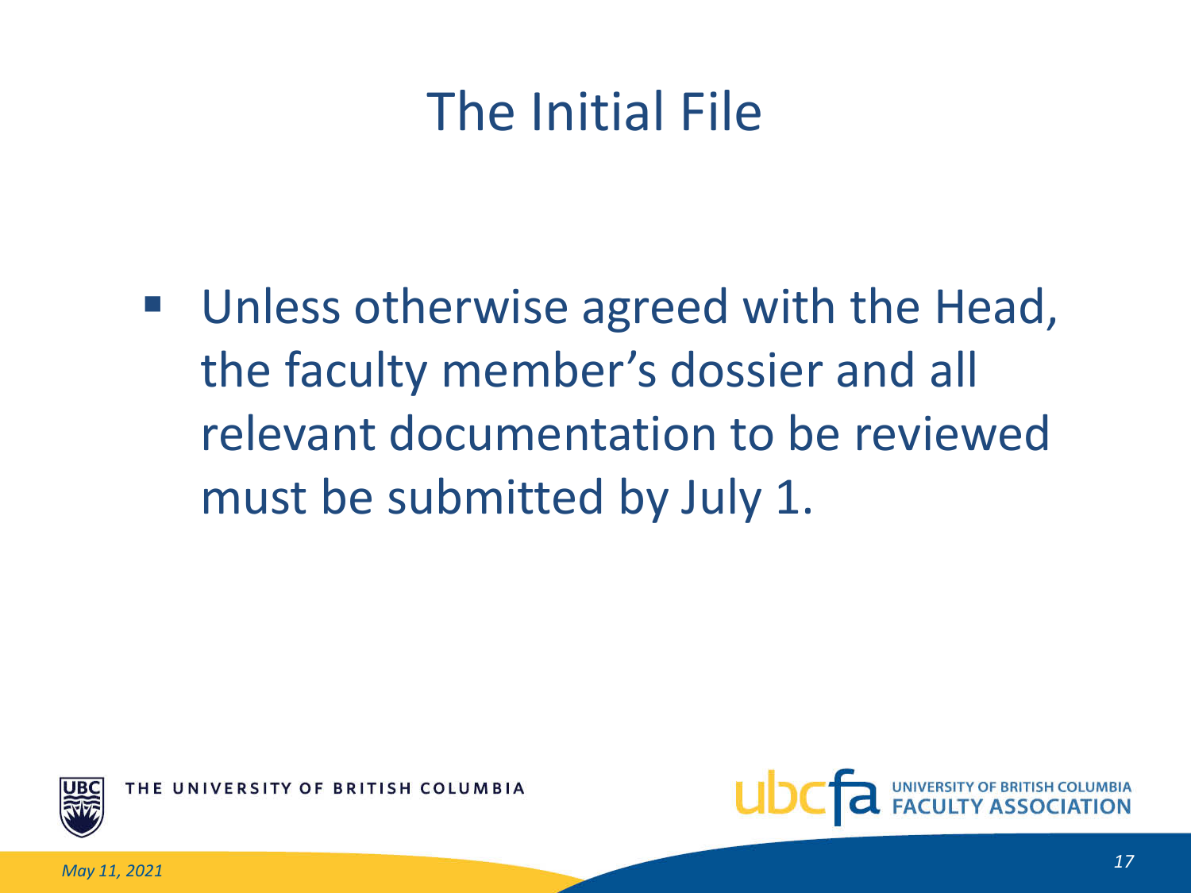# The Initial File

- Unless otherwise agreed with the Head, the faculty member's dossier and all relevant documentation to be reviewed must be submitted by July 1.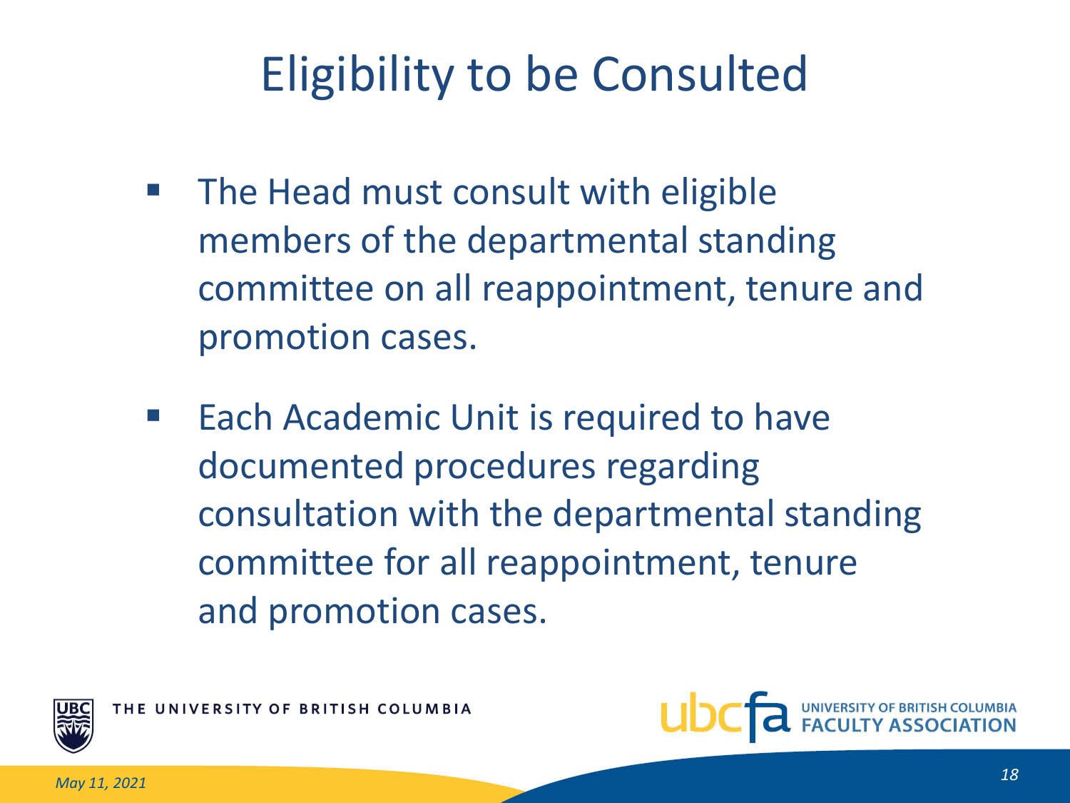# Eligibility to be Consulted

- The Head must consult with eligible members of the departmental standing committee on all reappointment, tenure and promotion cases.
- Each Academic Unit is required to have documented procedures regarding consultation with the departmental standing committee for all reappointment, tenure and promotion cases.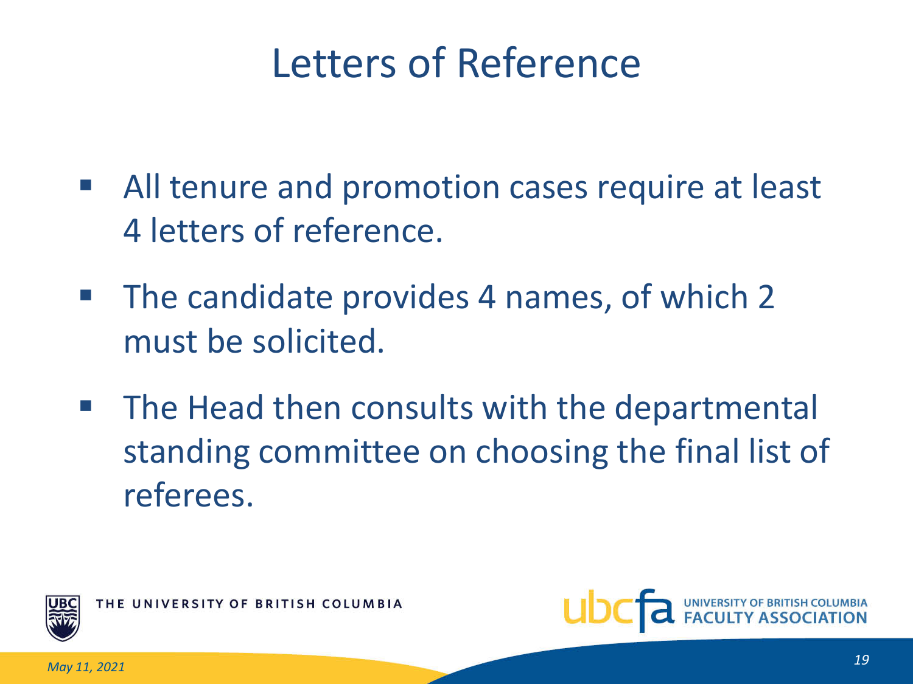# Letters of Reference

- All tenure and promotion cases require at least 4 letters of reference.
- The candidate provides 4 names, of which 2 must be solicited.
- The Head then consults with the departmental standing committee on choosing the final list of referees.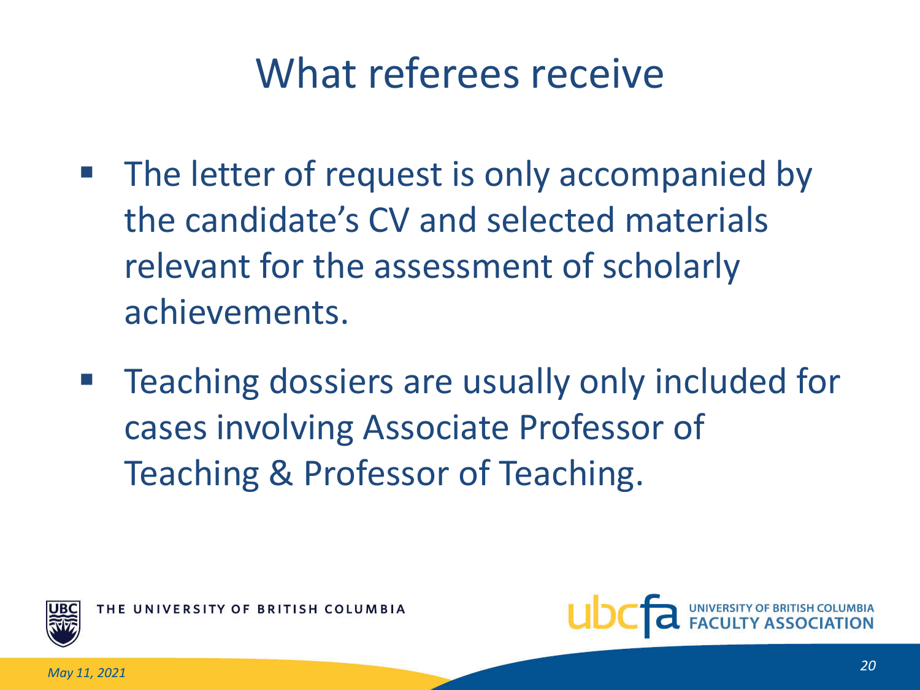# What referees receive

- The letter of request is only accompanied by the candidate's CV and selected materials relevant for the assessment of scholarly achievements.
- Teaching dossiers are usually only included for cases involving Associate Professor of Teaching & Professor of Teaching.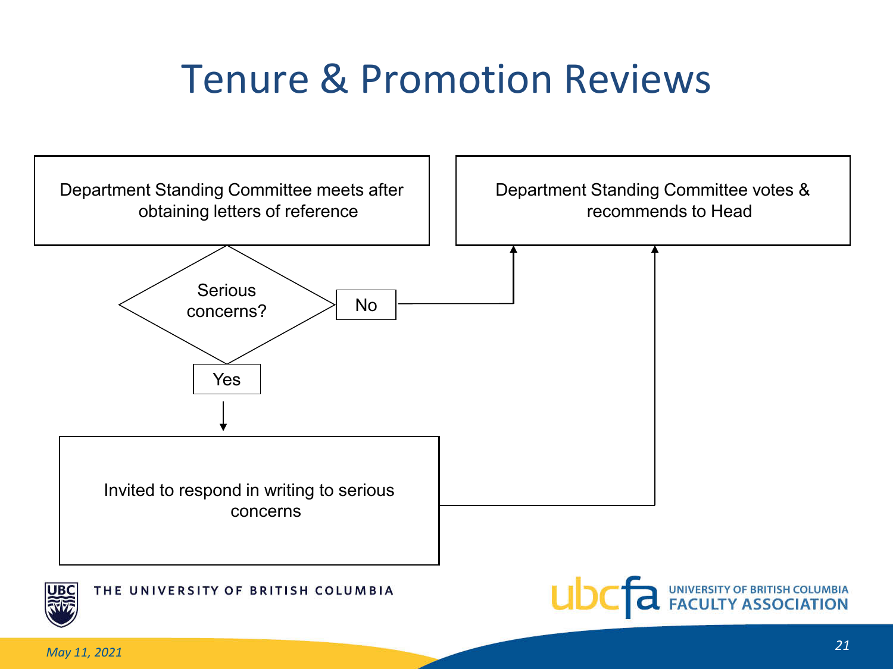# Tenure & Promotion Reviews

Department Standing Committee meets after obtaining letters of reference

Serious concerns?

No

Department Standing Committee votes & recommends to Head

Yes

Invited to respond in writing to serious concerns

*May 11, 2021*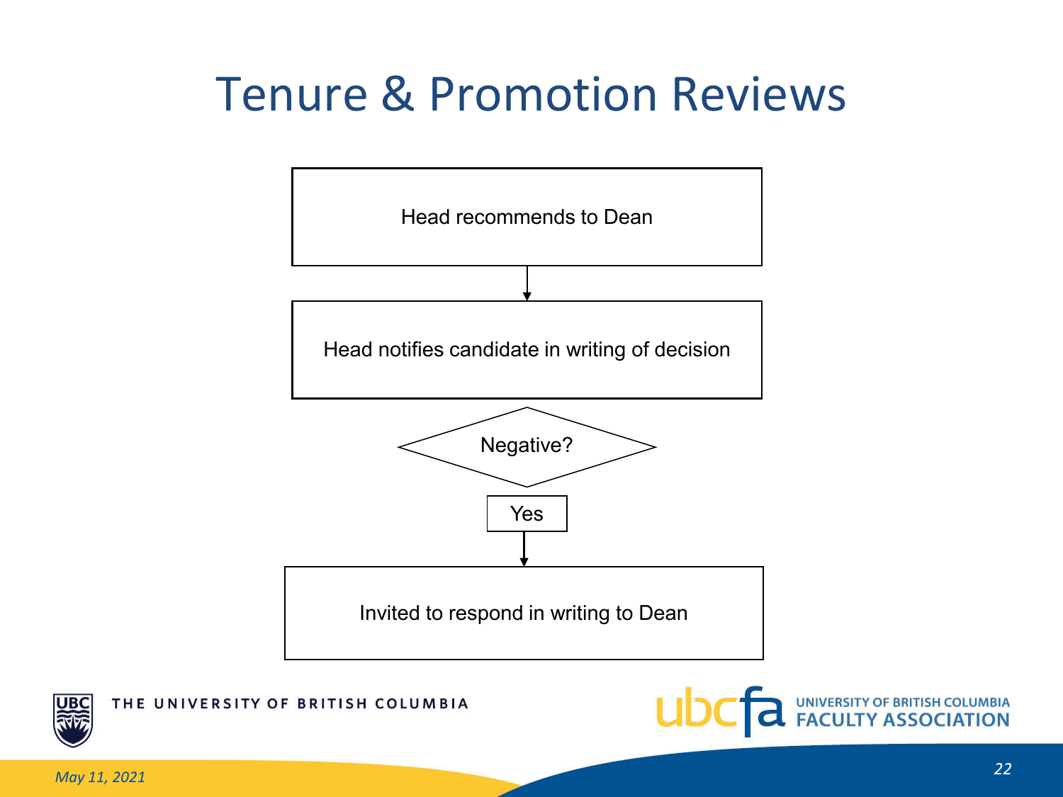# Tenure & Promotion Reviews

Head recommends to Dean

↓

Head notifies candidate in writing of decision

Negative?

Yes

↓

Invited to respond in writing to Dean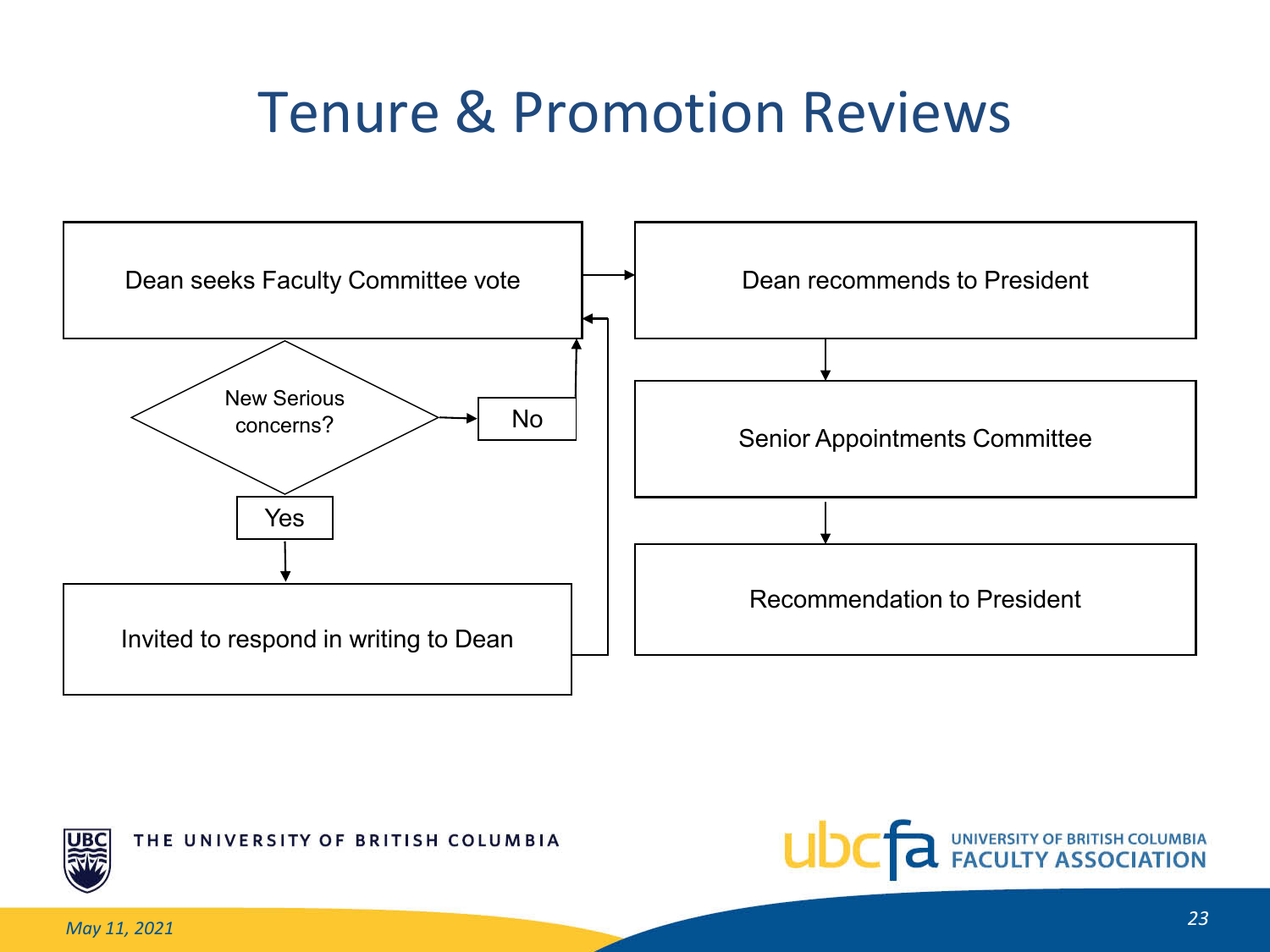# Tenure & Promotion Reviews

Dean seeks Faculty Committee vote

New Serious concerns?

No

Yes

Invited to respond in writing to Dean

Dean recommends to President

Senior Appointments Committee

Recommendation to President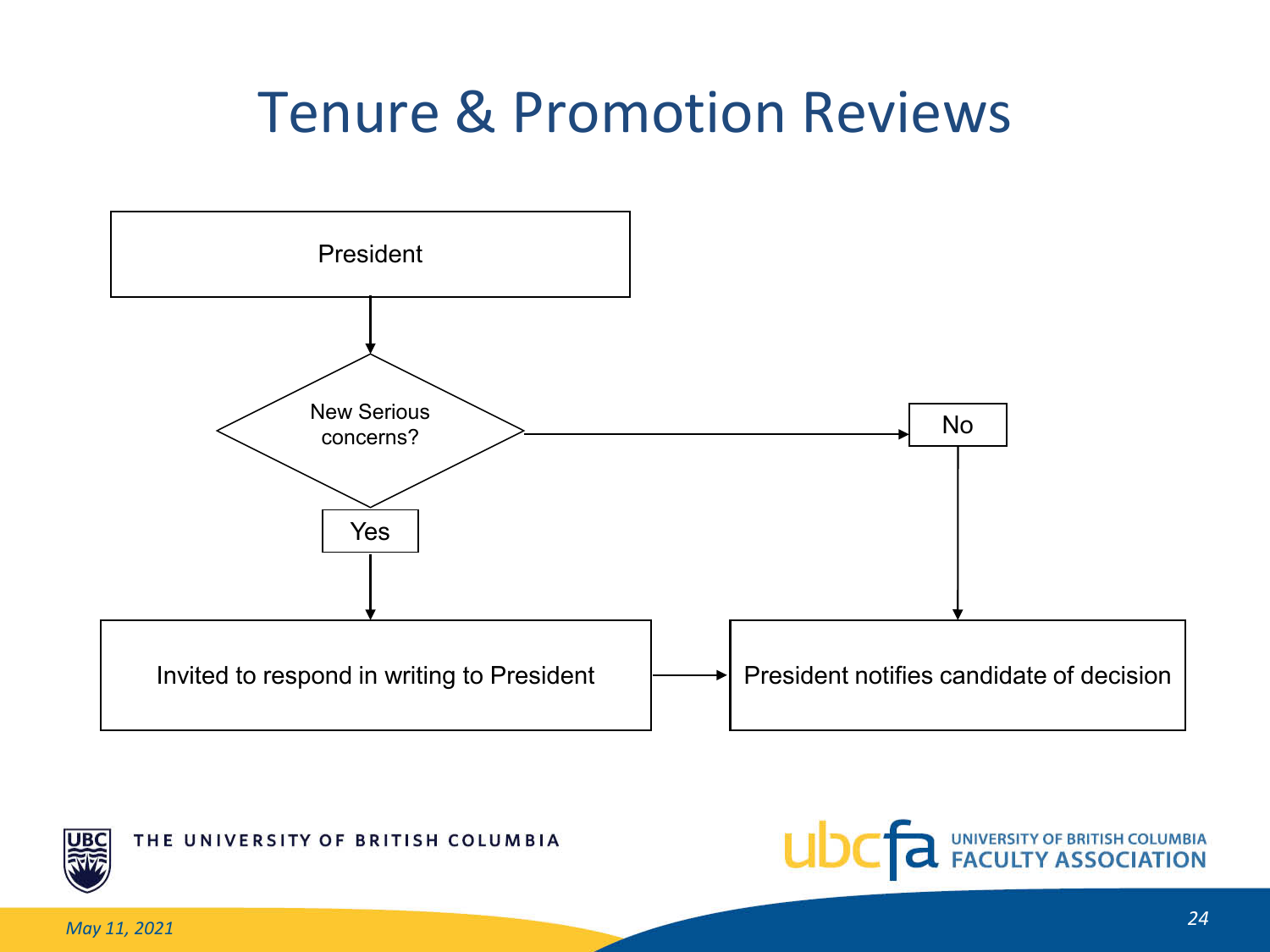# Tenure & Promotion Reviews

President

New Serious concerns?

Yes → Invited to respond in writing to President → President notifies candidate of decision

No → President notifies candidate of decision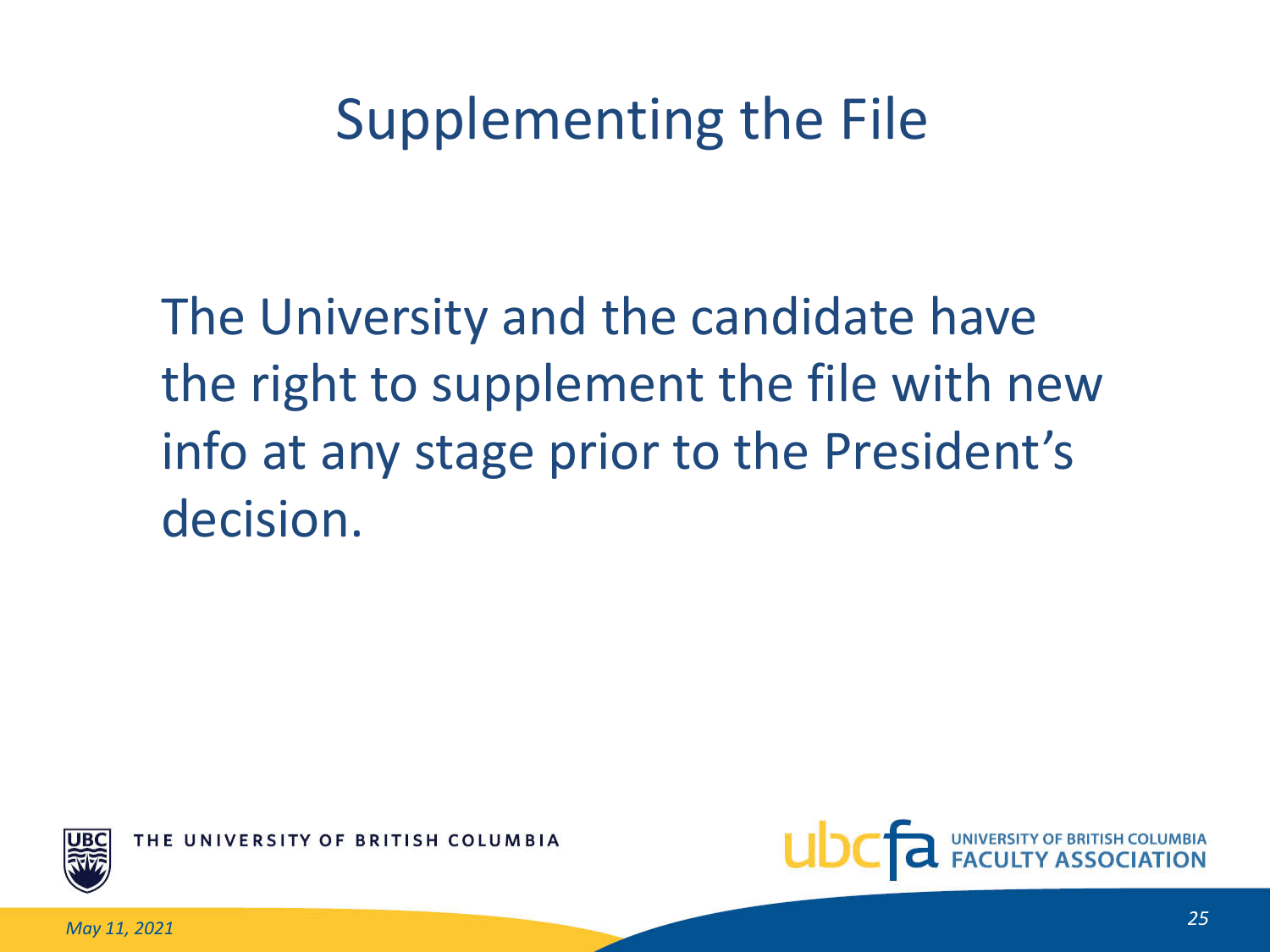# Supplementing the File

The University and the candidate have the right to supplement the file with new info at any stage prior to the President's decision.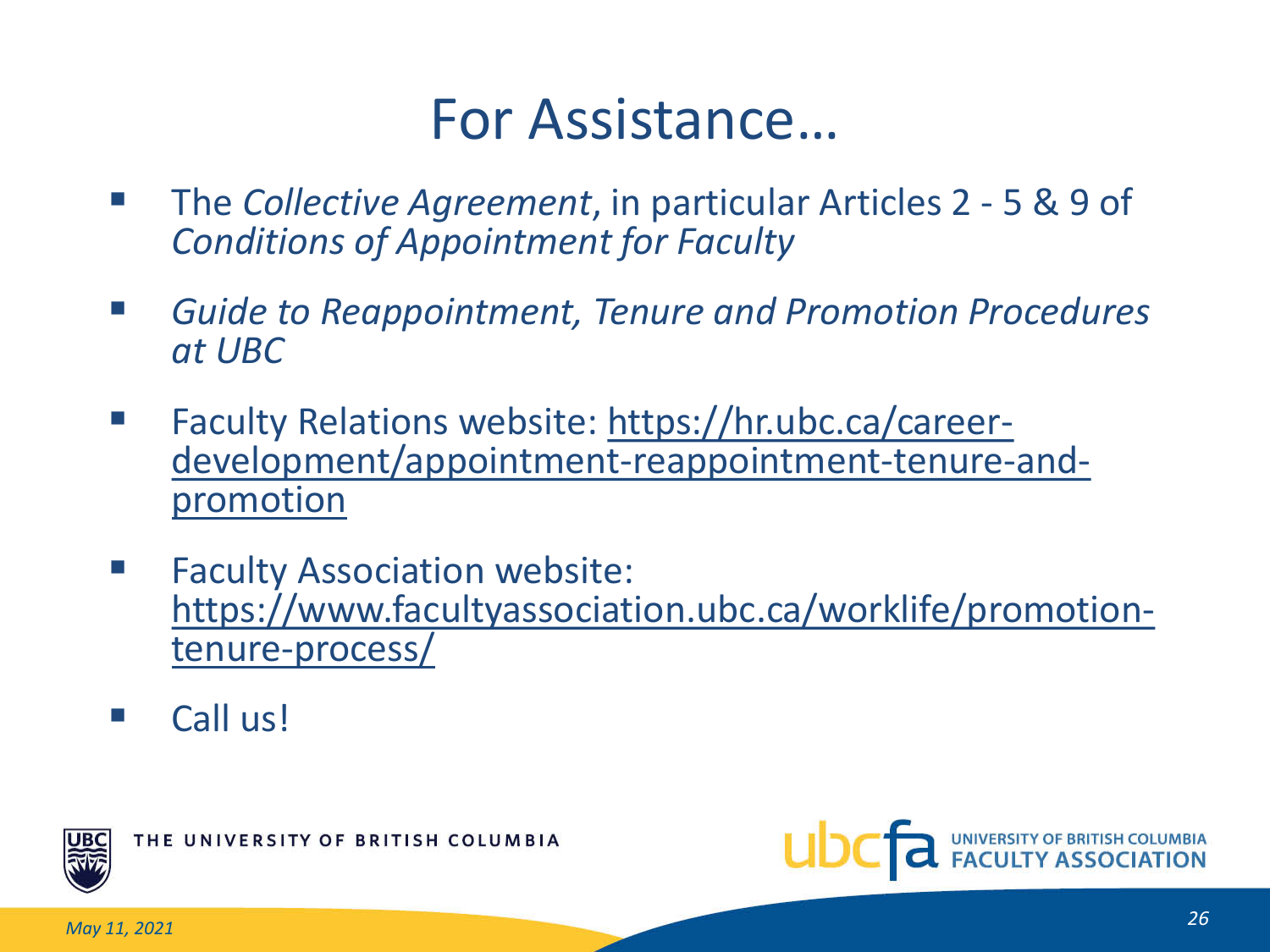# For Assistance…

- The *Collective Agreement*, in particular Articles 2 - 5 & 9 of *Conditions of Appointment for Faculty*
- *Guide to Reappointment, Tenure and Promotion Procedures at UBC*
- Faculty Relations website: https://hr.ubc.ca/career-development/appointment-reappointment-tenure-and-promotion
- Faculty Association website: https://www.facultyassociation.ubc.ca/worklife/promotion-tenure-process/
- Call us!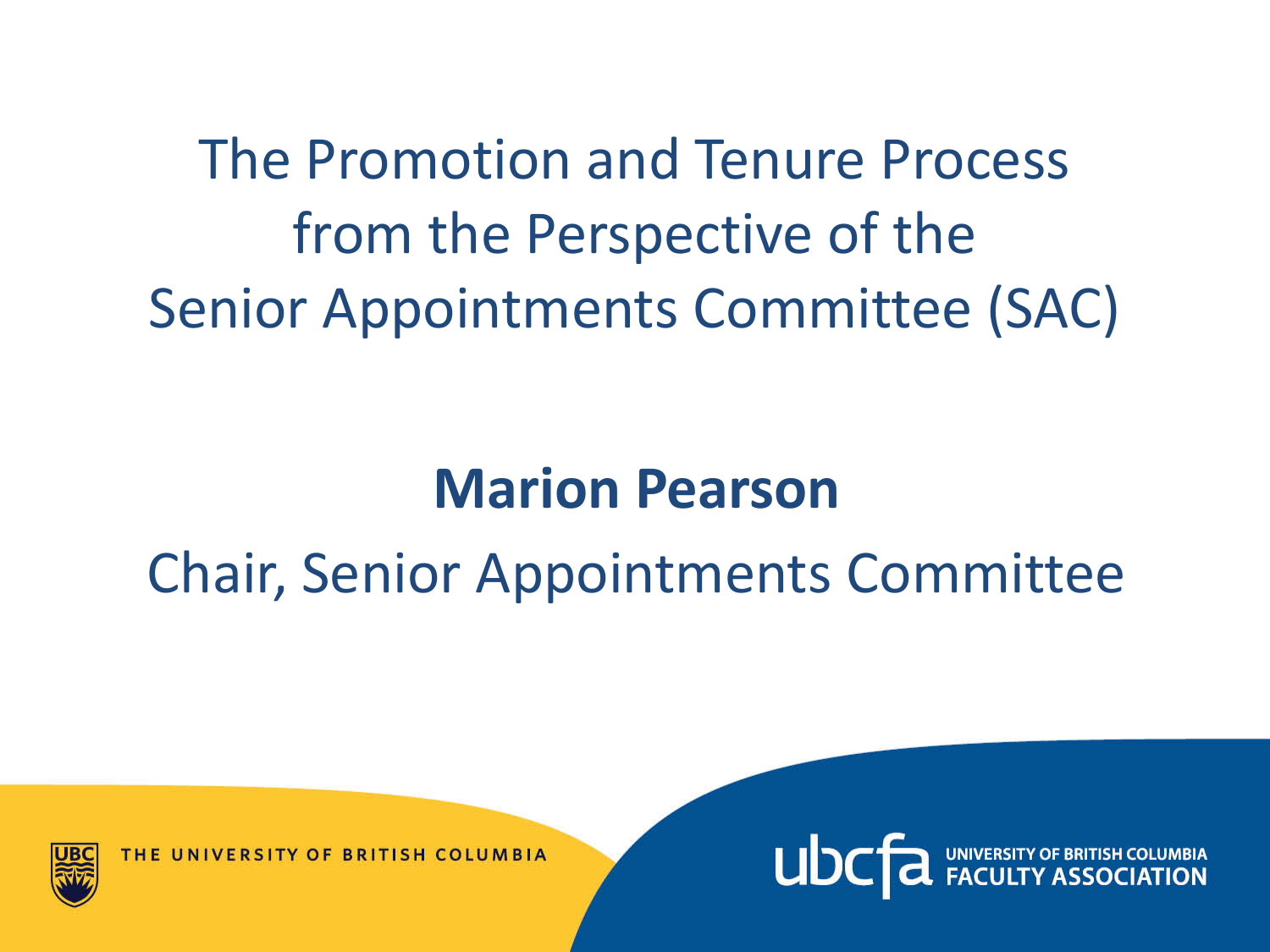# The Promotion and Tenure Process from the Perspective of the Senior Appointments Committee (SAC)

**Marion Pearson**

Chair, Senior Appointments Committee

THE UNIVERSITY OF BRITISH COLUMBIA

ubcfa UNIVERSITY OF BRITISH COLUMBIA FACULTY ASSOCIATION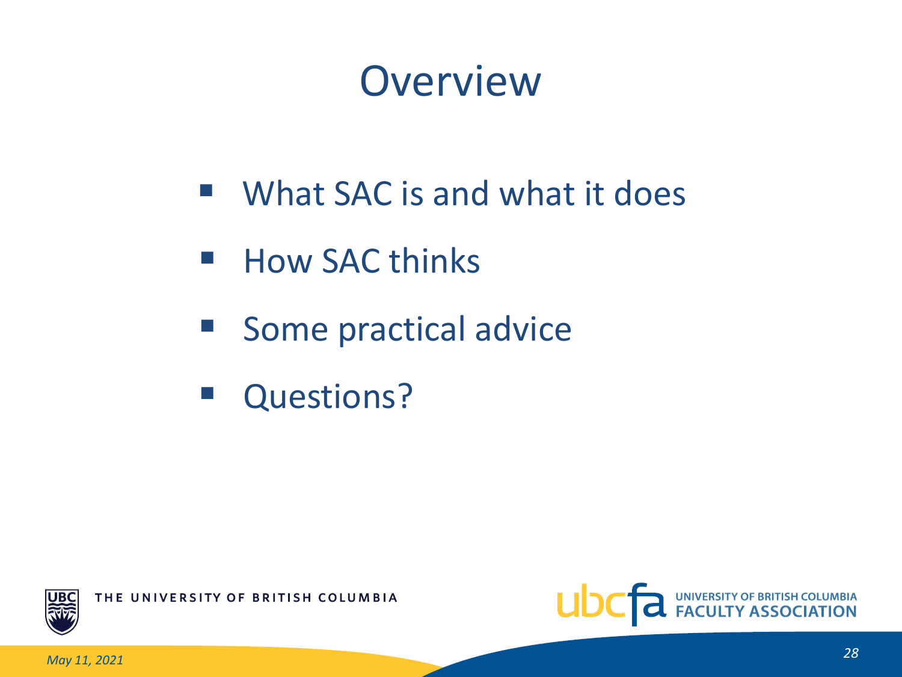# Overview

- What SAC is and what it does
- How SAC thinks
- Some practical advice
- Questions?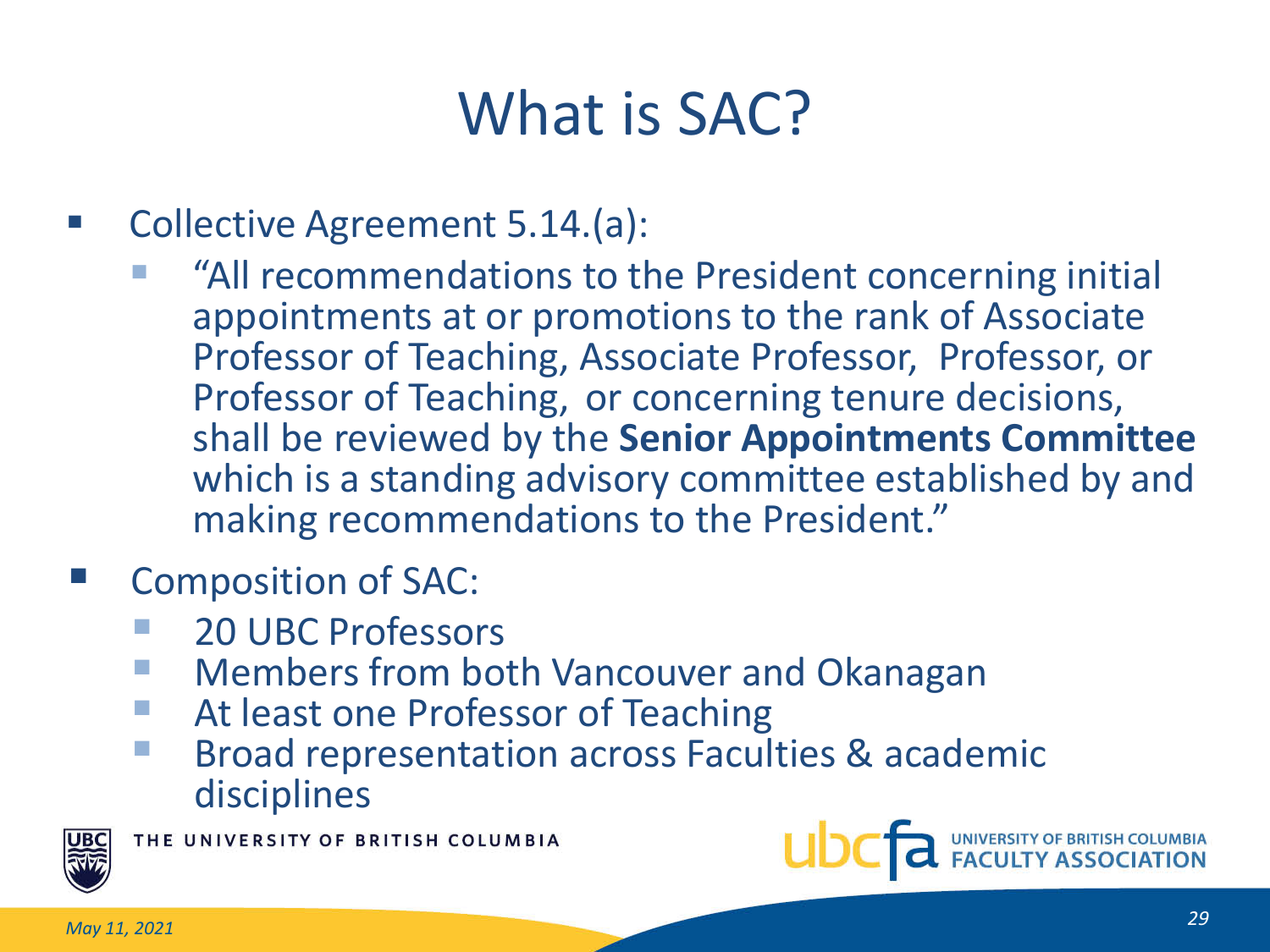# What is SAC?

- Collective Agreement 5.14.(a):
  - "All recommendations to the President concerning initial appointments at or promotions to the rank of Associate Professor of Teaching, Associate Professor, Professor, or Professor of Teaching, or concerning tenure decisions, shall be reviewed by the **Senior Appointments Committee** which is a standing advisory committee established by and making recommendations to the President."
- Composition of SAC:
  - 20 UBC Professors
  - Members from both Vancouver and Okanagan
  - At least one Professor of Teaching
  - Broad representation across Faculties & academic disciplines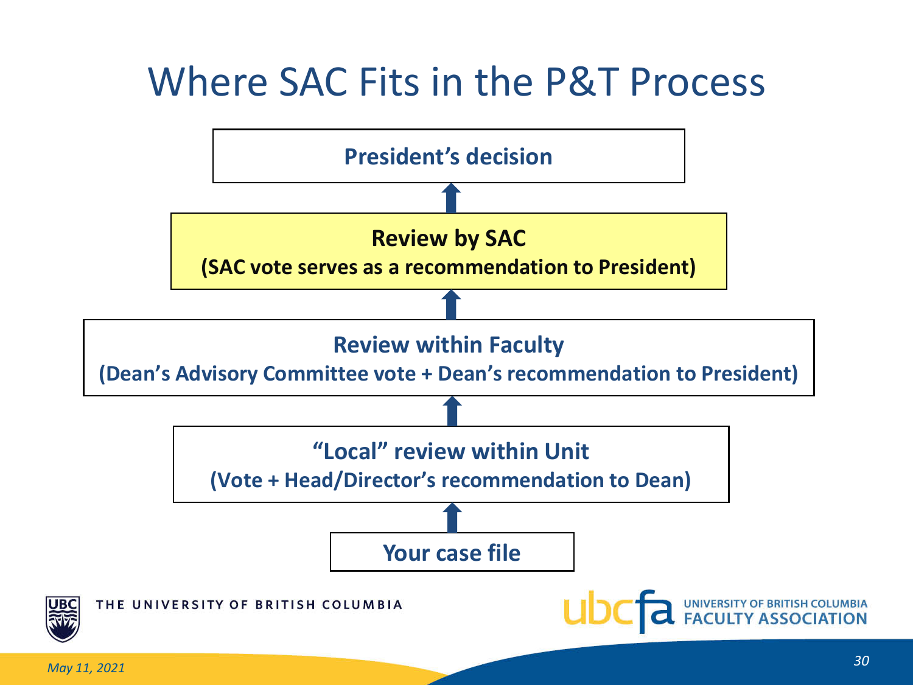# Where SAC Fits in the P&T Process

**President's decision**

↑

**Review by SAC**
**(SAC vote serves as a recommendation to President)**

↑

**Review within Faculty**
**(Dean's Advisory Committee vote + Dean's recommendation to President)**

↑

**"Local" review within Unit**
**(Vote + Head/Director's recommendation to Dean)**

↑

**Your case file**

*May 11, 2021*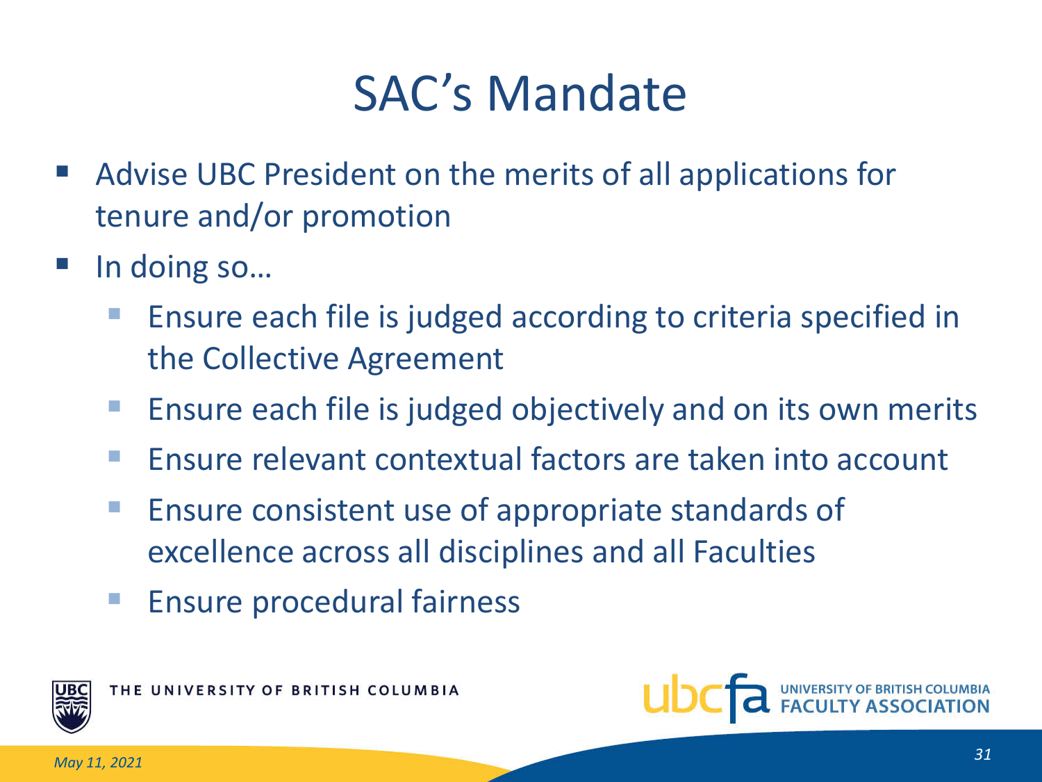# SAC's Mandate

- Advise UBC President on the merits of all applications for tenure and/or promotion
- In doing so…
  - Ensure each file is judged according to criteria specified in the Collective Agreement
  - Ensure each file is judged objectively and on its own merits
  - Ensure relevant contextual factors are taken into account
  - Ensure consistent use of appropriate standards of excellence across all disciplines and all Faculties
  - Ensure procedural fairness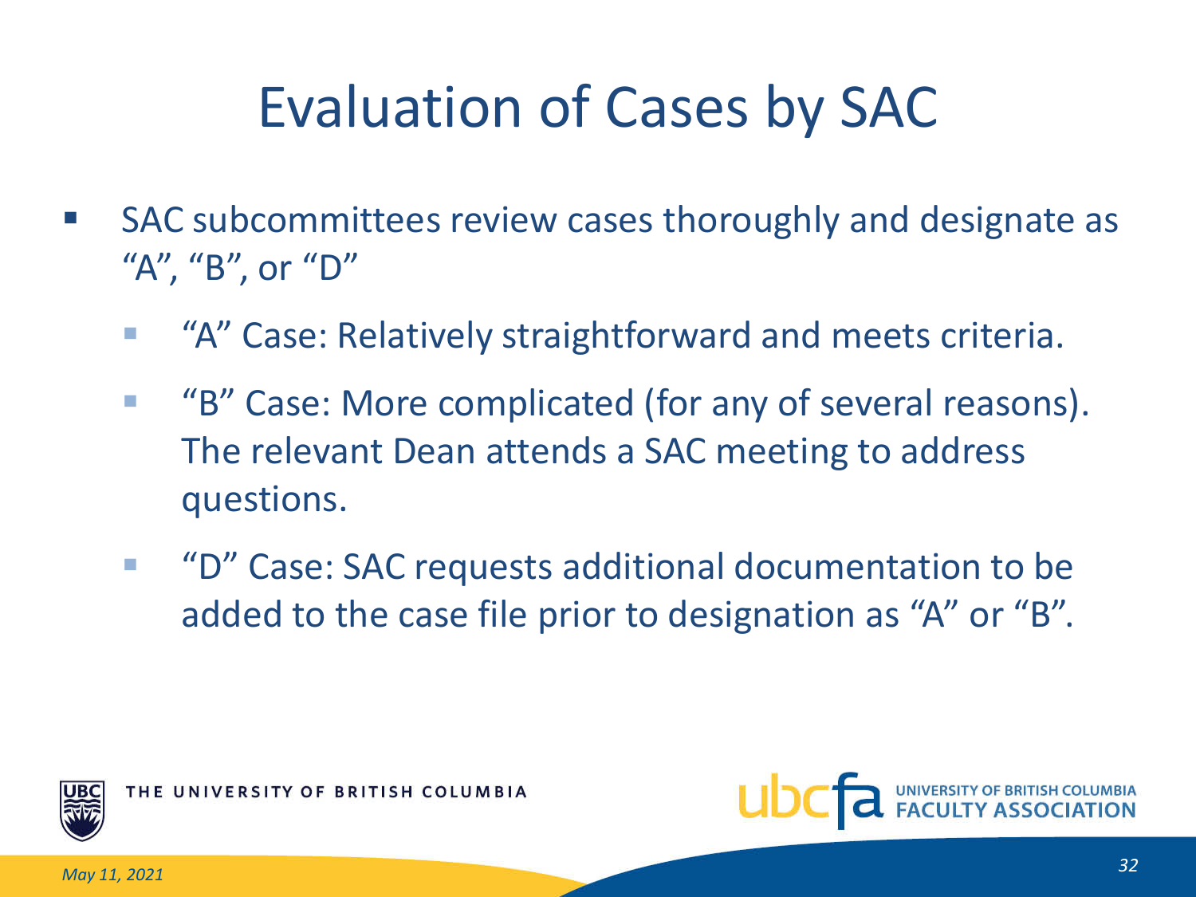# Evaluation of Cases by SAC

- SAC subcommittees review cases thoroughly and designate as "A", "B", or "D"
  - "A" Case: Relatively straightforward and meets criteria.
  - "B" Case: More complicated (for any of several reasons). The relevant Dean attends a SAC meeting to address questions.
  - "D" Case: SAC requests additional documentation to be added to the case file prior to designation as "A" or "B".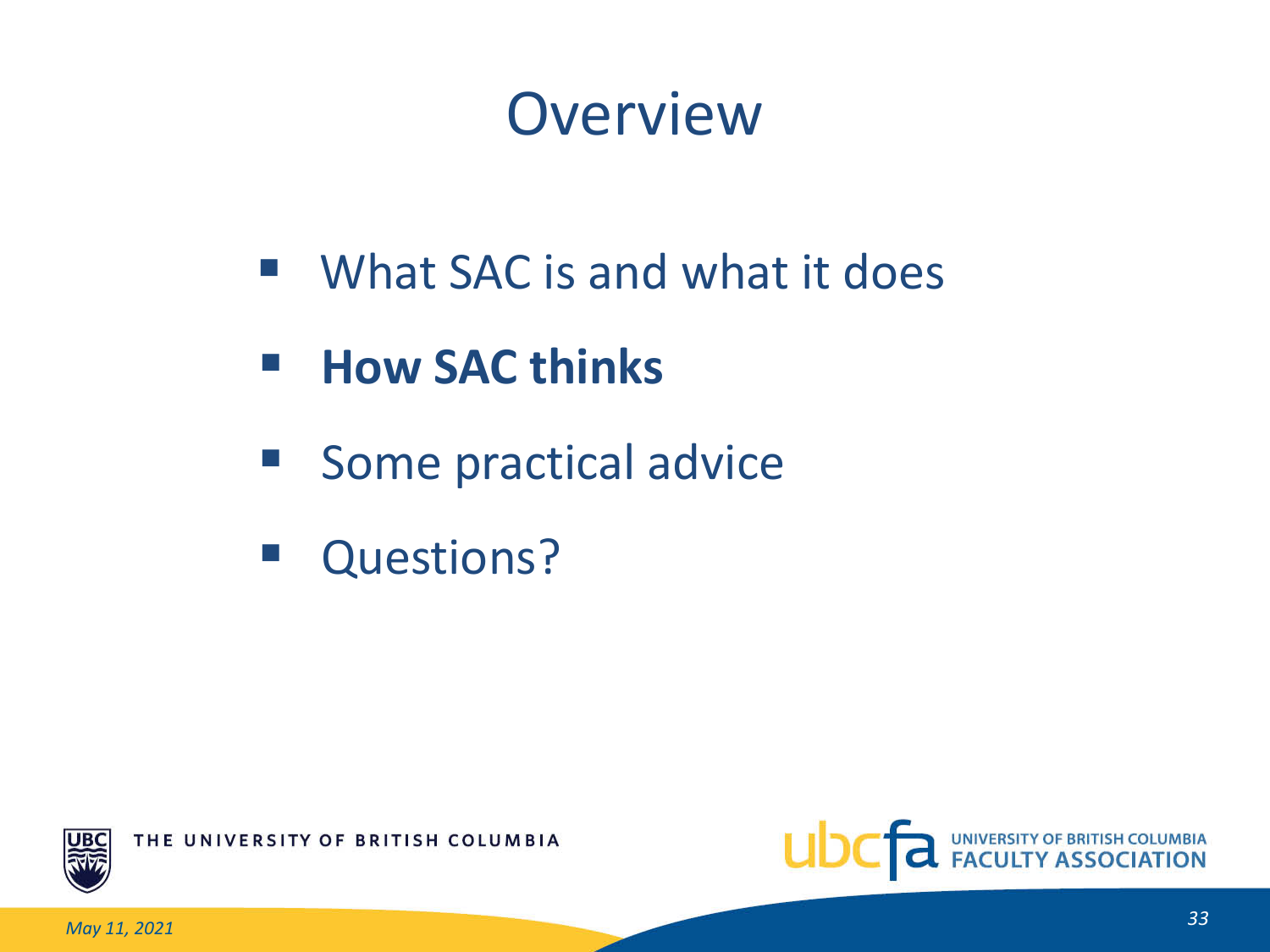# Overview

- What SAC is and what it does
- **How SAC thinks**
- Some practical advice
- Questions?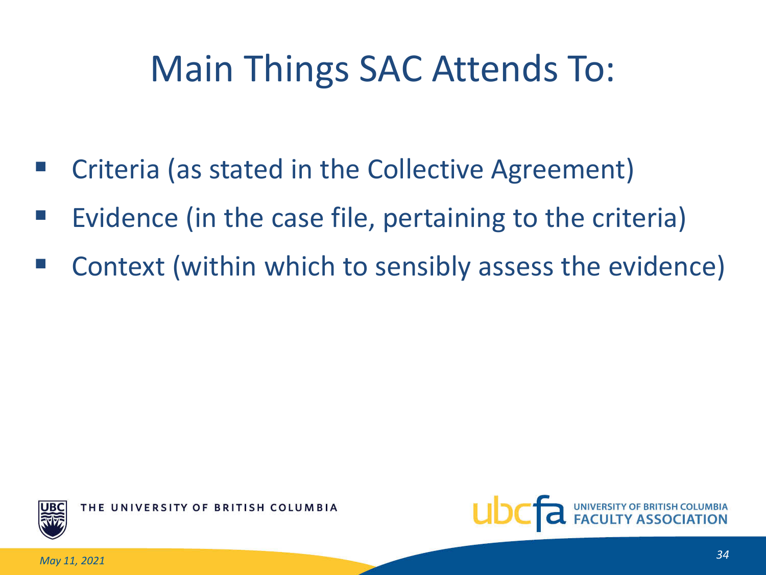# Main Things SAC Attends To:

- Criteria (as stated in the Collective Agreement)
- Evidence (in the case file, pertaining to the criteria)
- Context (within which to sensibly assess the evidence)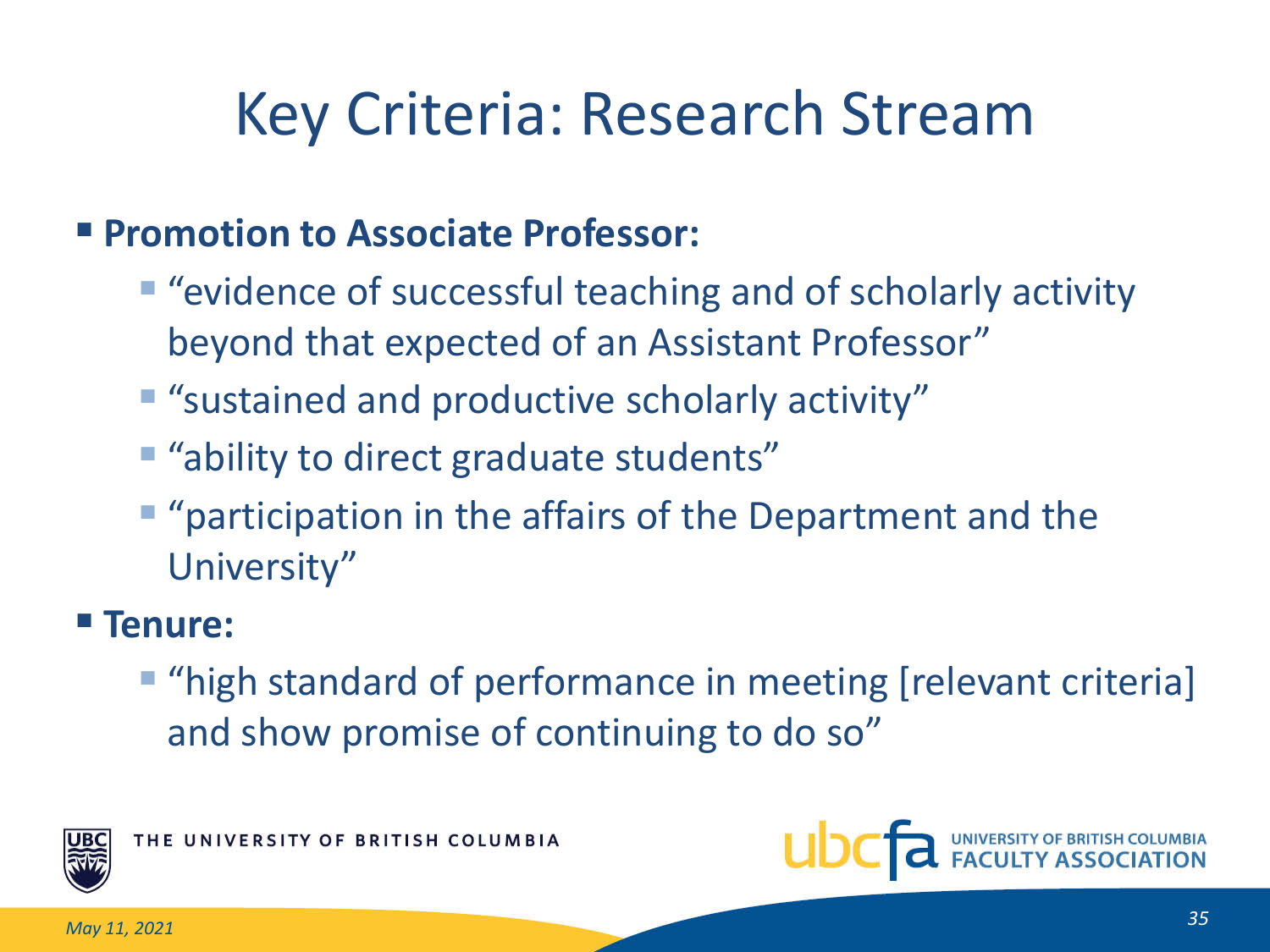# Key Criteria: Research Stream

- **Promotion to Associate Professor:**
  - "evidence of successful teaching and of scholarly activity beyond that expected of an Assistant Professor"
  - "sustained and productive scholarly activity"
  - "ability to direct graduate students"
  - "participation in the affairs of the Department and the University"
- **Tenure:**
  - "high standard of performance in meeting [relevant criteria] and show promise of continuing to do so"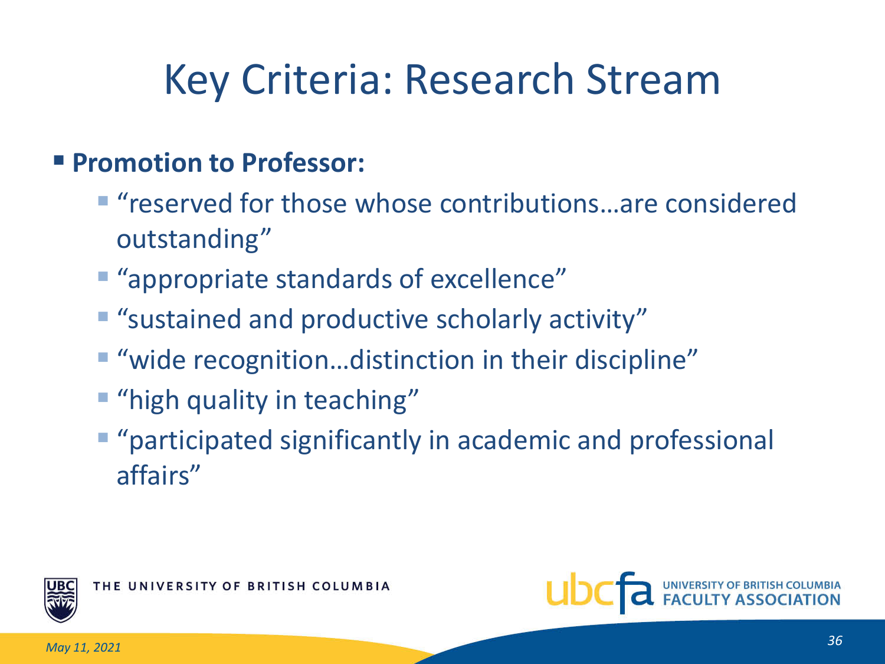# Key Criteria: Research Stream

- **Promotion to Professor:**
  - "reserved for those whose contributions…are considered outstanding"
  - "appropriate standards of excellence"
  - "sustained and productive scholarly activity"
  - "wide recognition…distinction in their discipline"
  - "high quality in teaching"
  - "participated significantly in academic and professional affairs"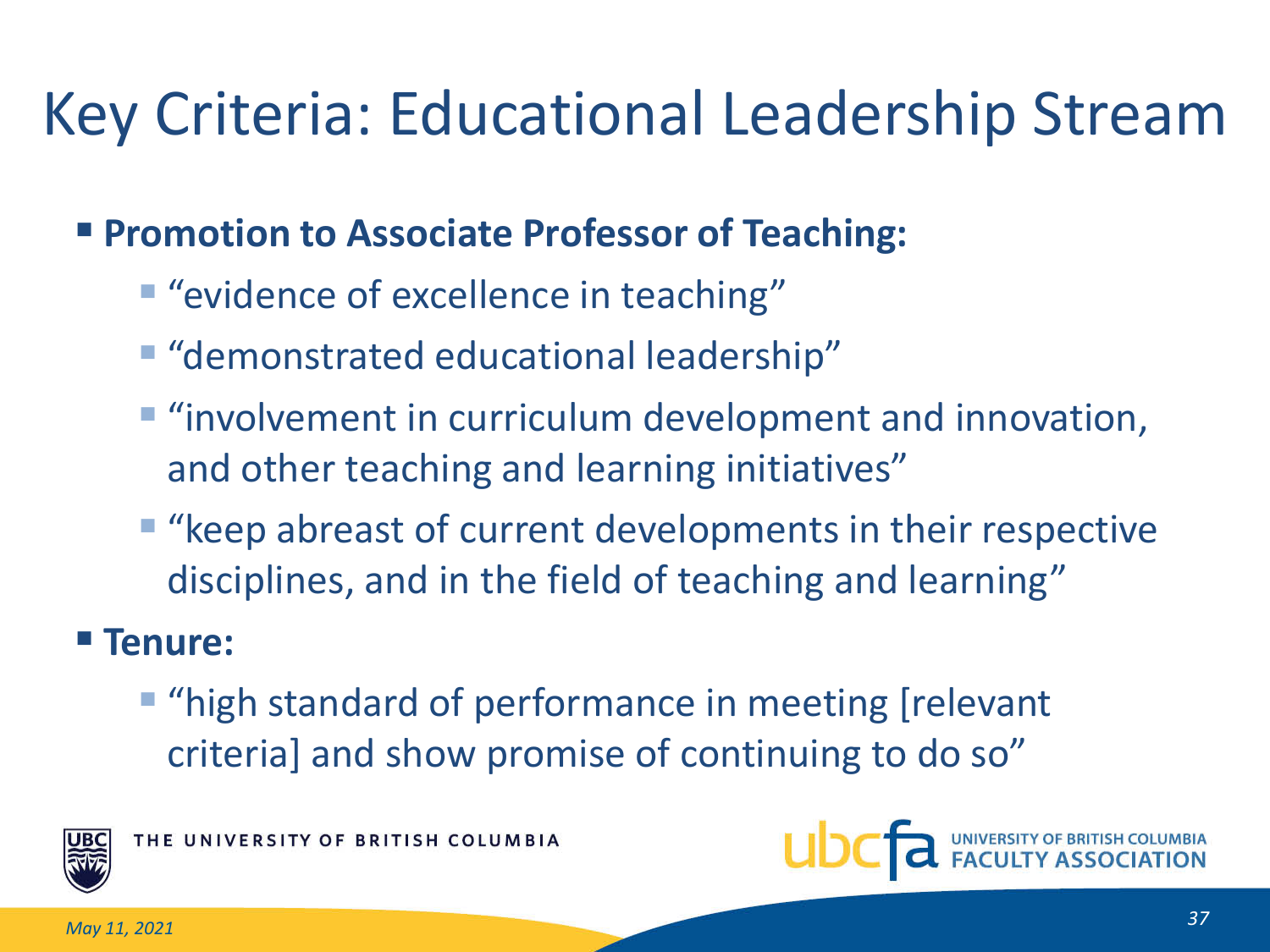# Key Criteria: Educational Leadership Stream

- **Promotion to Associate Professor of Teaching:**
  - “evidence of excellence in teaching”
  - “demonstrated educational leadership”
  - “involvement in curriculum development and innovation, and other teaching and learning initiatives”
  - “keep abreast of current developments in their respective disciplines, and in the field of teaching and learning”
- **Tenure:**
  - “high standard of performance in meeting [relevant criteria] and show promise of continuing to do so”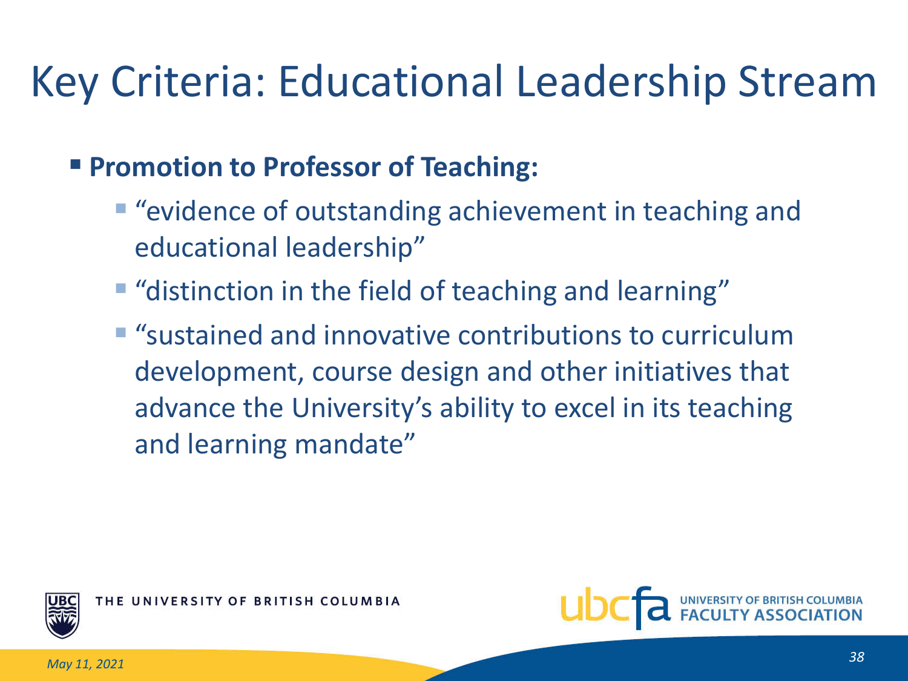# Key Criteria: Educational Leadership Stream

- **Promotion to Professor of Teaching:**
  - "evidence of outstanding achievement in teaching and educational leadership"
  - "distinction in the field of teaching and learning"
  - "sustained and innovative contributions to curriculum development, course design and other initiatives that advance the University's ability to excel in its teaching and learning mandate"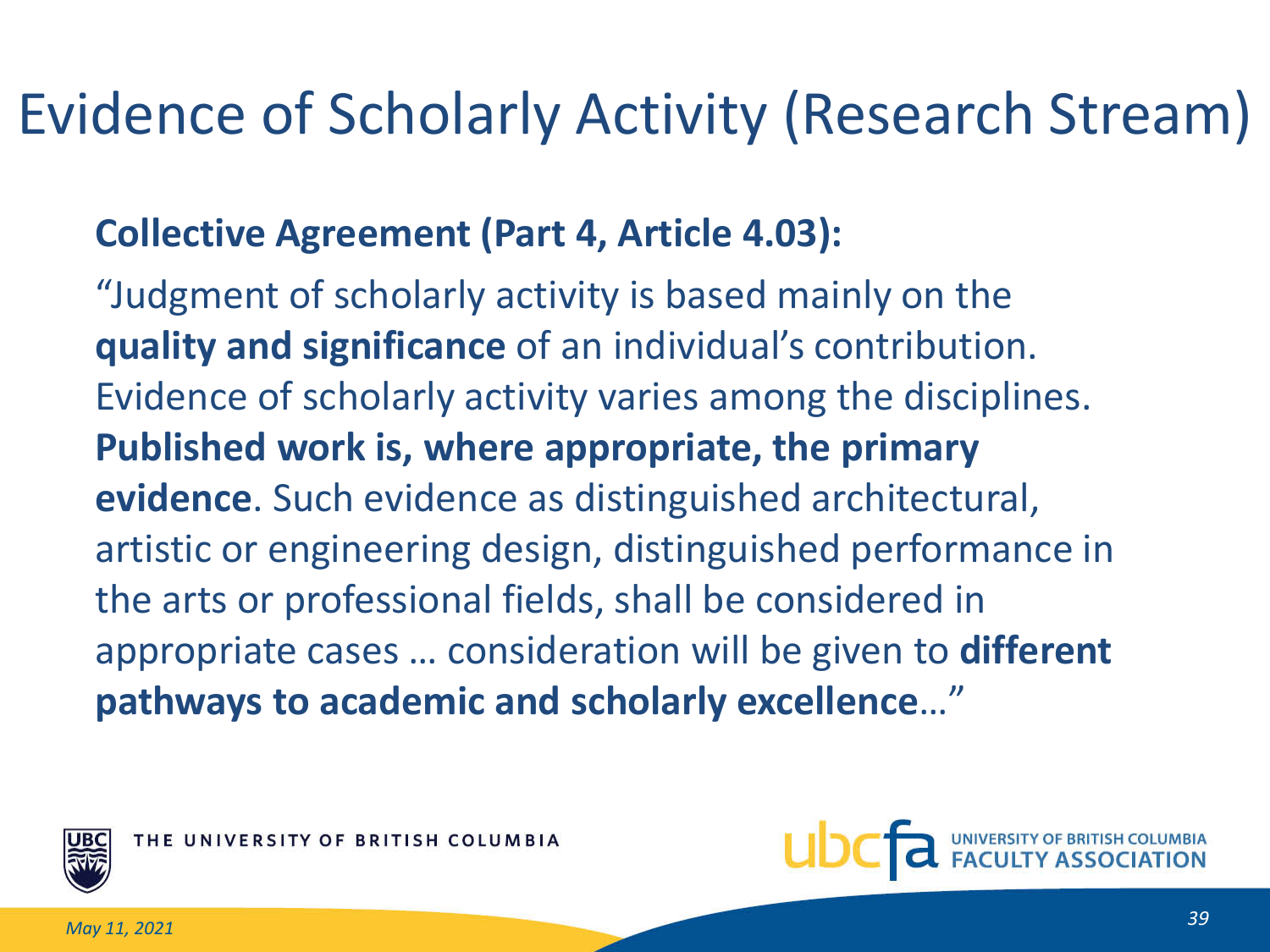# Evidence of Scholarly Activity (Research Stream)

**Collective Agreement (Part 4, Article 4.03):**

"Judgment of scholarly activity is based mainly on the **quality and significance** of an individual's contribution. Evidence of scholarly activity varies among the disciplines. **Published work is, where appropriate, the primary evidence**. Such evidence as distinguished architectural, artistic or engineering design, distinguished performance in the arts or professional fields, shall be considered in appropriate cases … consideration will be given to **different pathways to academic and scholarly excellence**…"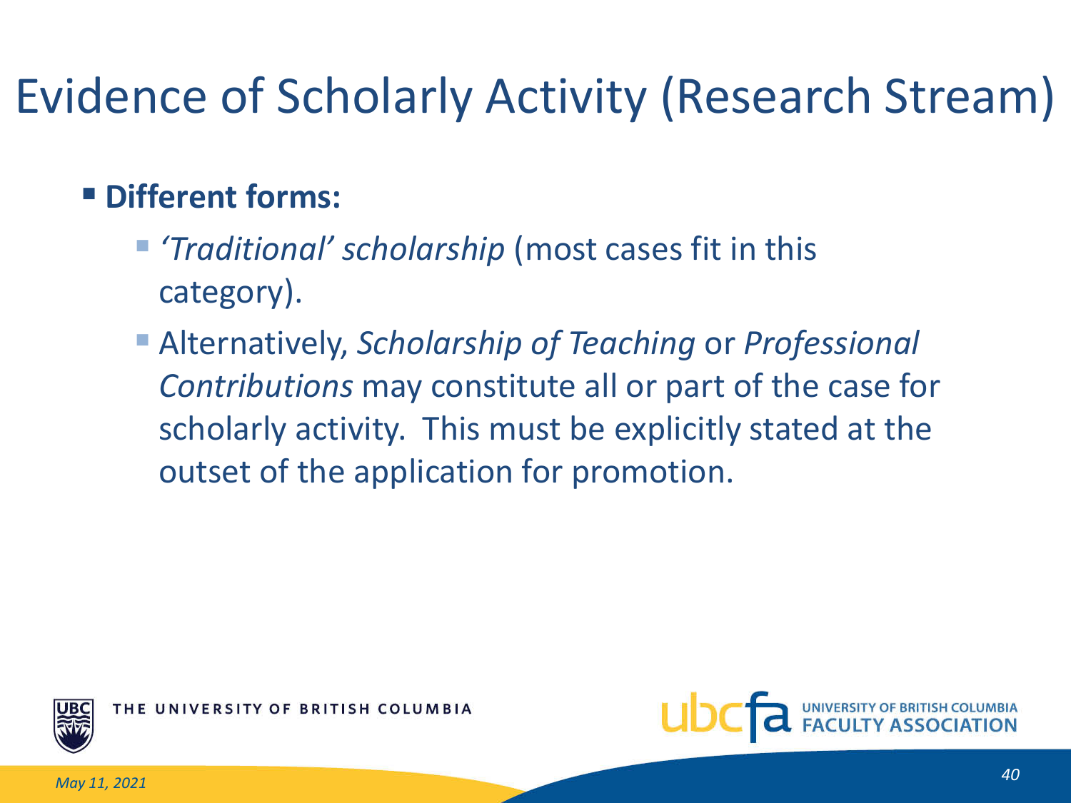# Evidence of Scholarly Activity (Research Stream)

- **Different forms:**
  - *'Traditional' scholarship* (most cases fit in this category).
  - Alternatively, *Scholarship of Teaching* or *Professional Contributions* may constitute all or part of the case for scholarly activity. This must be explicitly stated at the outset of the application for promotion.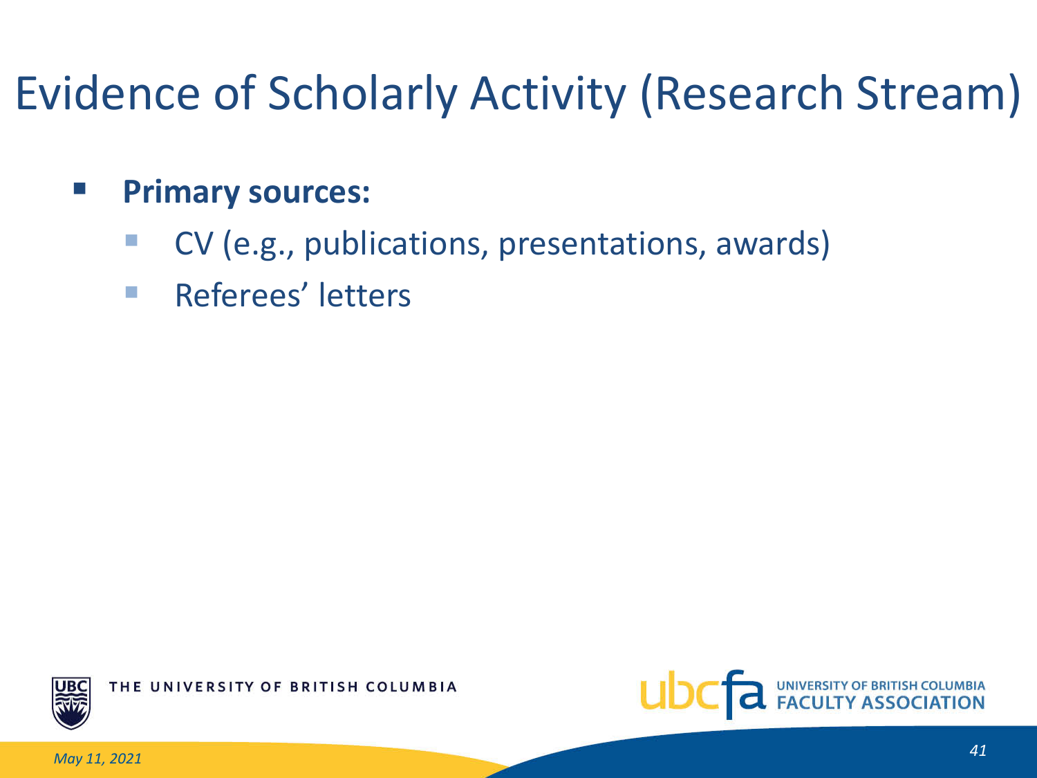# Evidence of Scholarly Activity (Research Stream)

- **Primary sources:**
  - CV (e.g., publications, presentations, awards)
  - Referees' letters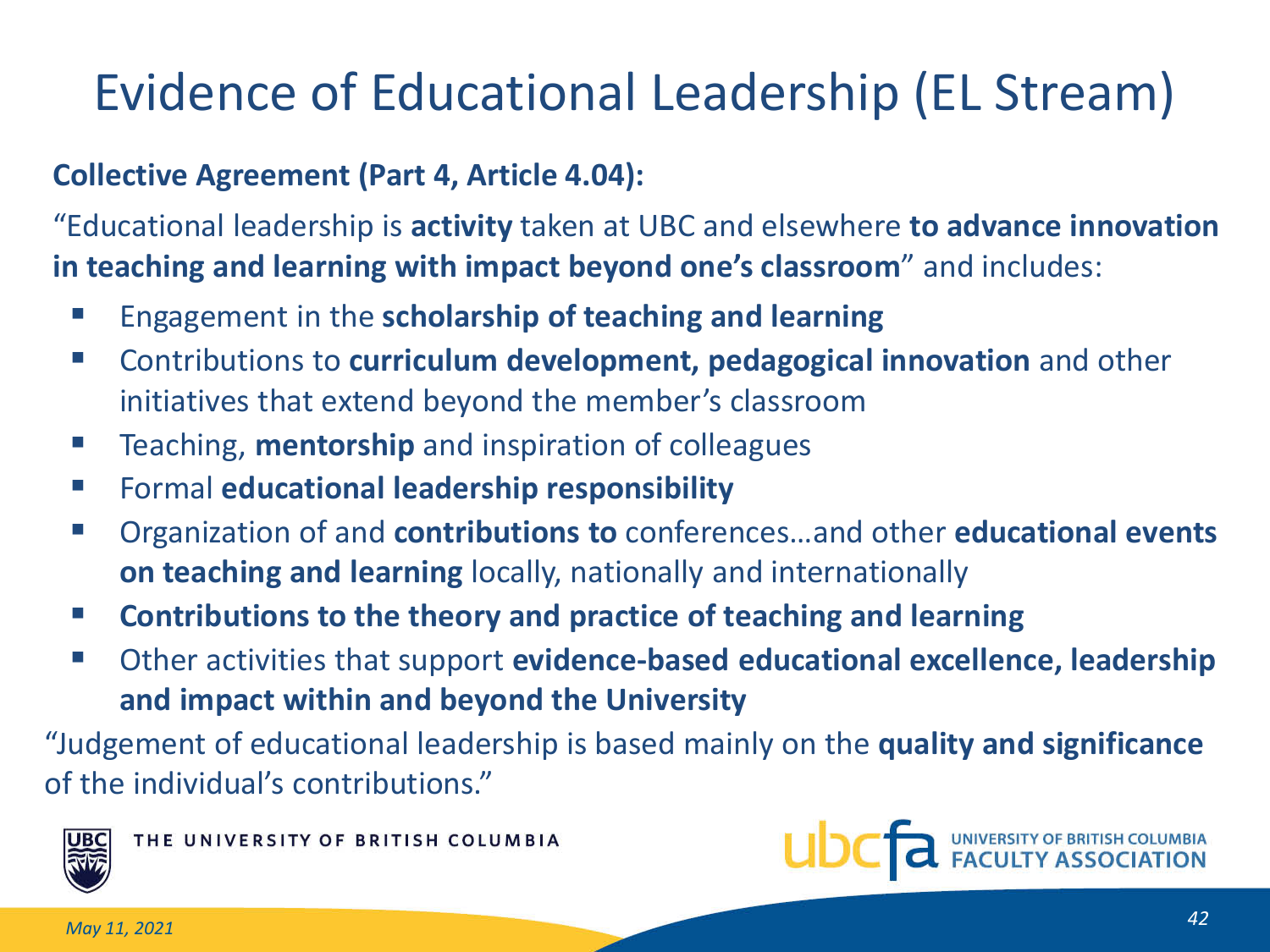# Evidence of Educational Leadership (EL Stream)

**Collective Agreement (Part 4, Article 4.04):**

"Educational leadership is **activity** taken at UBC and elsewhere **to advance innovation in teaching and learning with impact beyond one's classroom**" and includes:

- Engagement in the **scholarship of teaching and learning**
- Contributions to **curriculum development, pedagogical innovation** and other initiatives that extend beyond the member's classroom
- Teaching, **mentorship** and inspiration of colleagues
- Formal **educational leadership responsibility**
- Organization of and **contributions to** conferences…and other **educational events on teaching and learning** locally, nationally and internationally
- **Contributions to the theory and practice of teaching and learning**
- Other activities that support **evidence-based educational excellence, leadership and impact within and beyond the University**

"Judgement of educational leadership is based mainly on the **quality and significance** of the individual's contributions."

THE UNIVERSITY OF BRITISH COLUMBIA

ubcfa UNIVERSITY OF BRITISH COLUMBIA FACULTY ASSOCIATION

*May 11, 2021*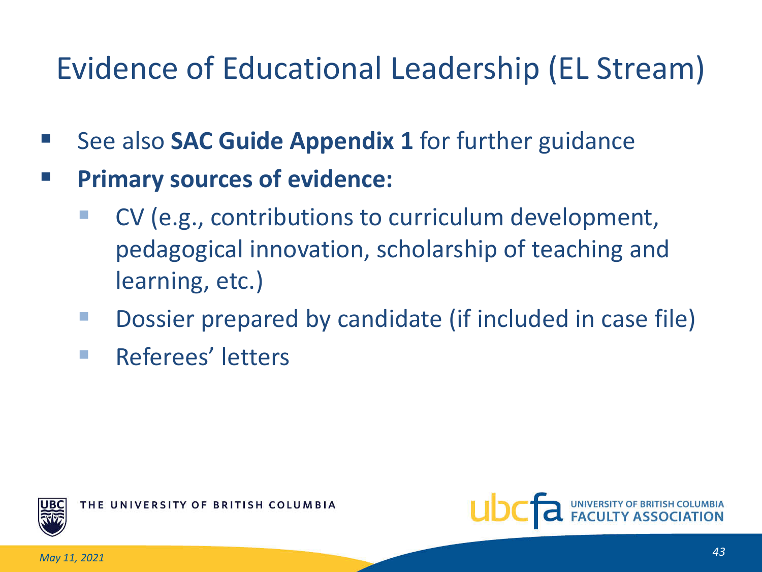# Evidence of Educational Leadership (EL Stream)

- See also **SAC Guide Appendix 1** for further guidance
- **Primary sources of evidence:**
  - CV (e.g., contributions to curriculum development, pedagogical innovation, scholarship of teaching and learning, etc.)
  - Dossier prepared by candidate (if included in case file)
  - Referees' letters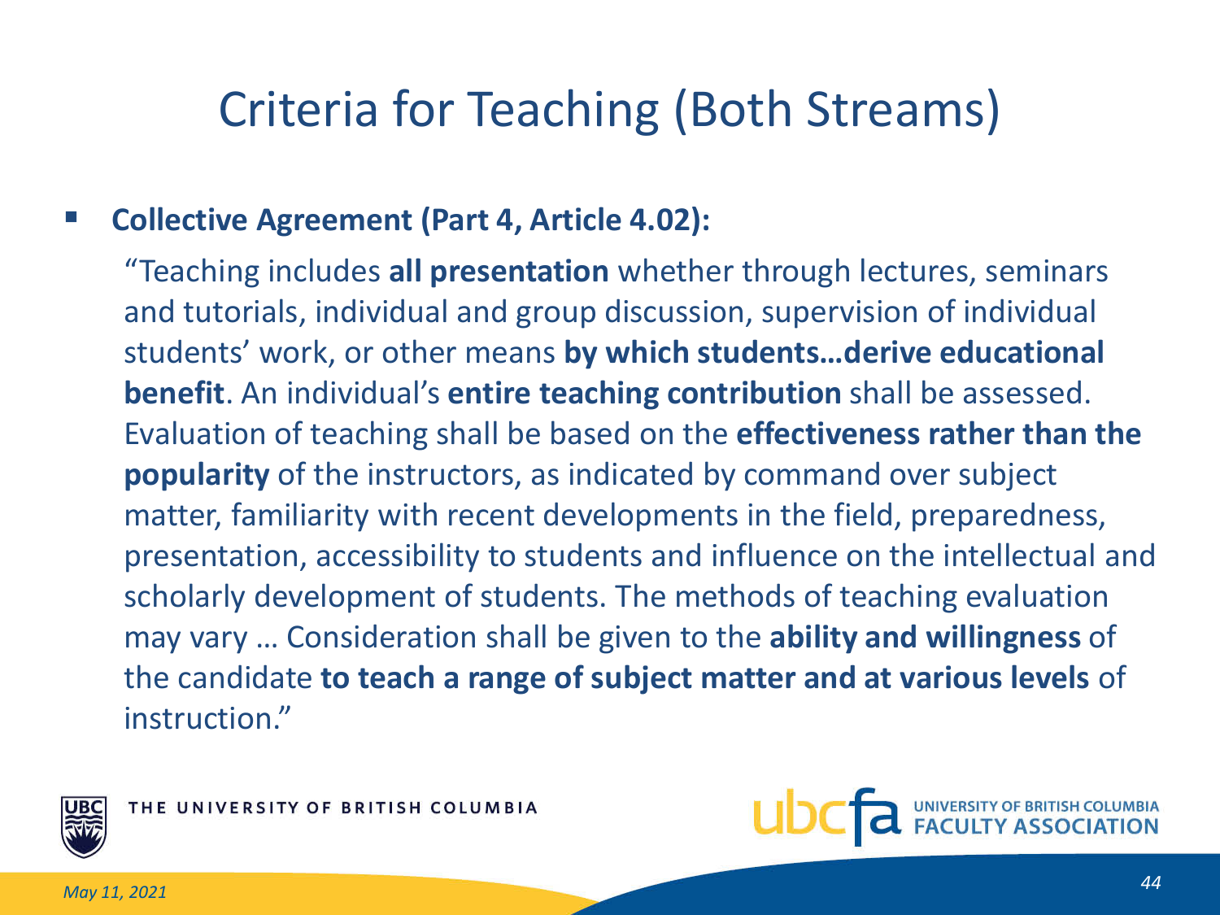# Criteria for Teaching (Both Streams)

- **Collective Agreement (Part 4, Article 4.02):**

  "Teaching includes **all presentation** whether through lectures, seminars and tutorials, individual and group discussion, supervision of individual students' work, or other means **by which students…derive educational benefit**. An individual's **entire teaching contribution** shall be assessed. Evaluation of teaching shall be based on the **effectiveness rather than the popularity** of the instructors, as indicated by command over subject matter, familiarity with recent developments in the field, preparedness, presentation, accessibility to students and influence on the intellectual and scholarly development of students. The methods of teaching evaluation may vary … Consideration shall be given to the **ability and willingness** of the candidate **to teach a range of subject matter and at various levels** of instruction."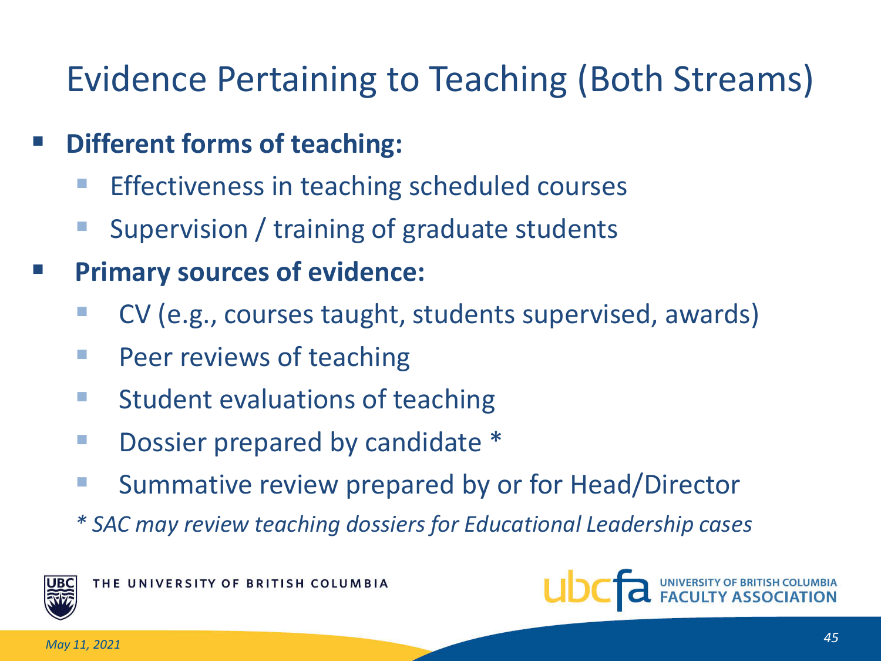# Evidence Pertaining to Teaching (Both Streams)

- **Different forms of teaching:**
  - Effectiveness in teaching scheduled courses
  - Supervision / training of graduate students
- **Primary sources of evidence:**
  - CV (e.g., courses taught, students supervised, awards)
  - Peer reviews of teaching
  - Student evaluations of teaching
  - Dossier prepared by candidate *
  - Summative review prepared by or for Head/Director

*\* SAC may review teaching dossiers for Educational Leadership cases*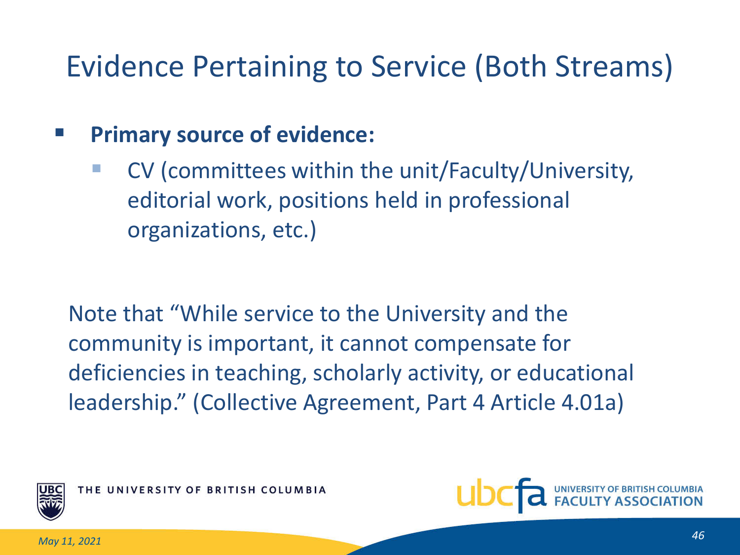# Evidence Pertaining to Service (Both Streams)

- **Primary source of evidence:**
  - CV (committees within the unit/Faculty/University, editorial work, positions held in professional organizations, etc.)

Note that "While service to the University and the community is important, it cannot compensate for deficiencies in teaching, scholarly activity, or educational leadership." (Collective Agreement, Part 4 Article 4.01a)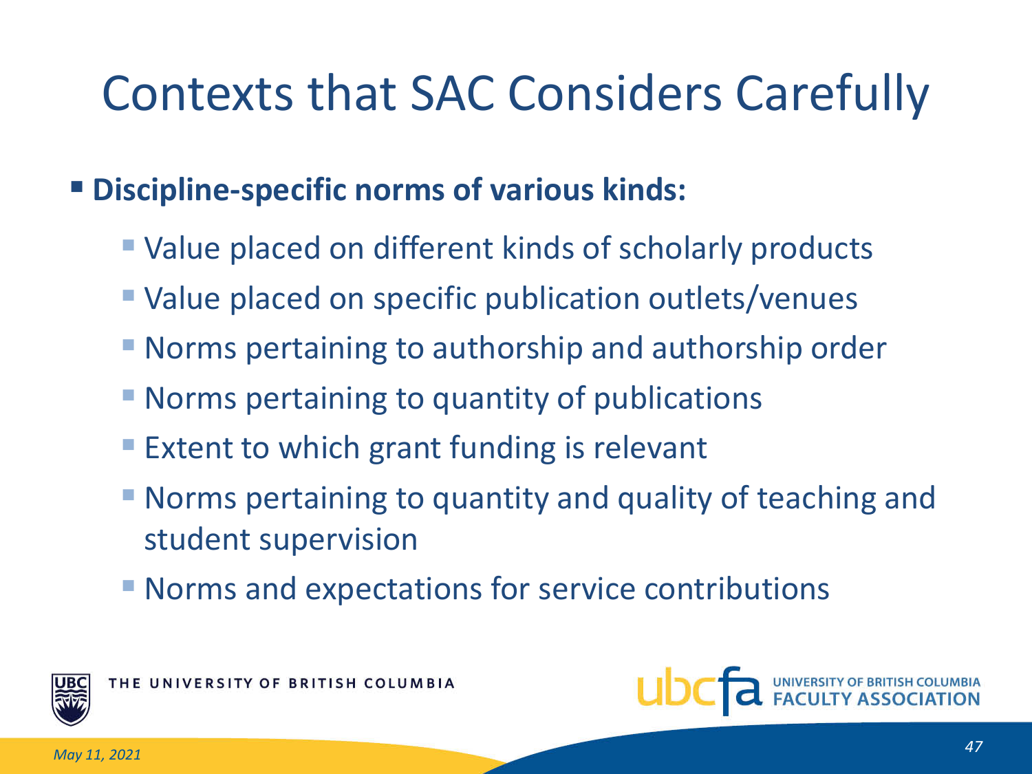# Contexts that SAC Considers Carefully

- **Discipline-specific norms of various kinds:**
  - Value placed on different kinds of scholarly products
  - Value placed on specific publication outlets/venues
  - Norms pertaining to authorship and authorship order
  - Norms pertaining to quantity of publications
  - Extent to which grant funding is relevant
  - Norms pertaining to quantity and quality of teaching and student supervision
  - Norms and expectations for service contributions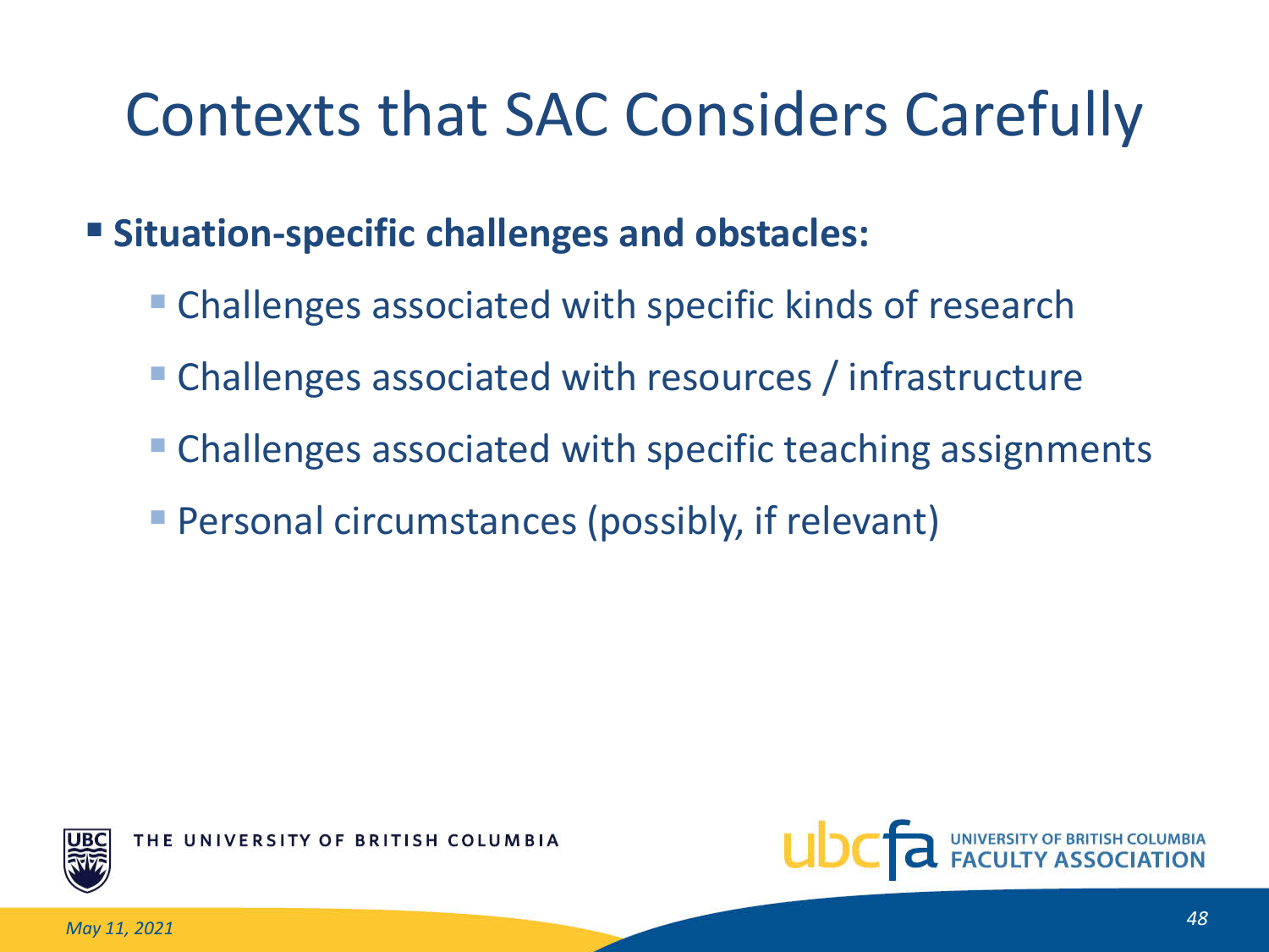# Contexts that SAC Considers Carefully

- **Situation-specific challenges and obstacles:**
  - Challenges associated with specific kinds of research
  - Challenges associated with resources / infrastructure
  - Challenges associated with specific teaching assignments
  - Personal circumstances (possibly, if relevant)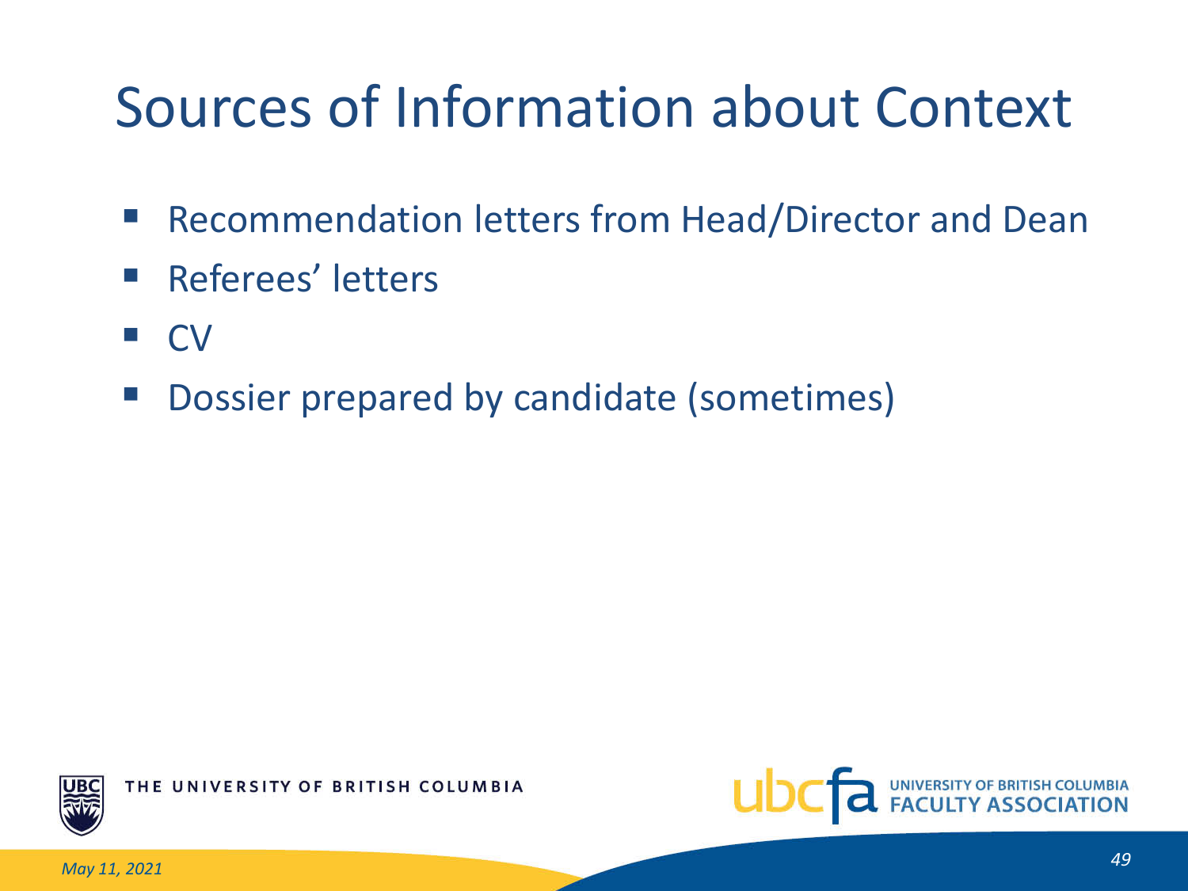# Sources of Information about Context

- Recommendation letters from Head/Director and Dean
- Referees' letters
- CV
- Dossier prepared by candidate (sometimes)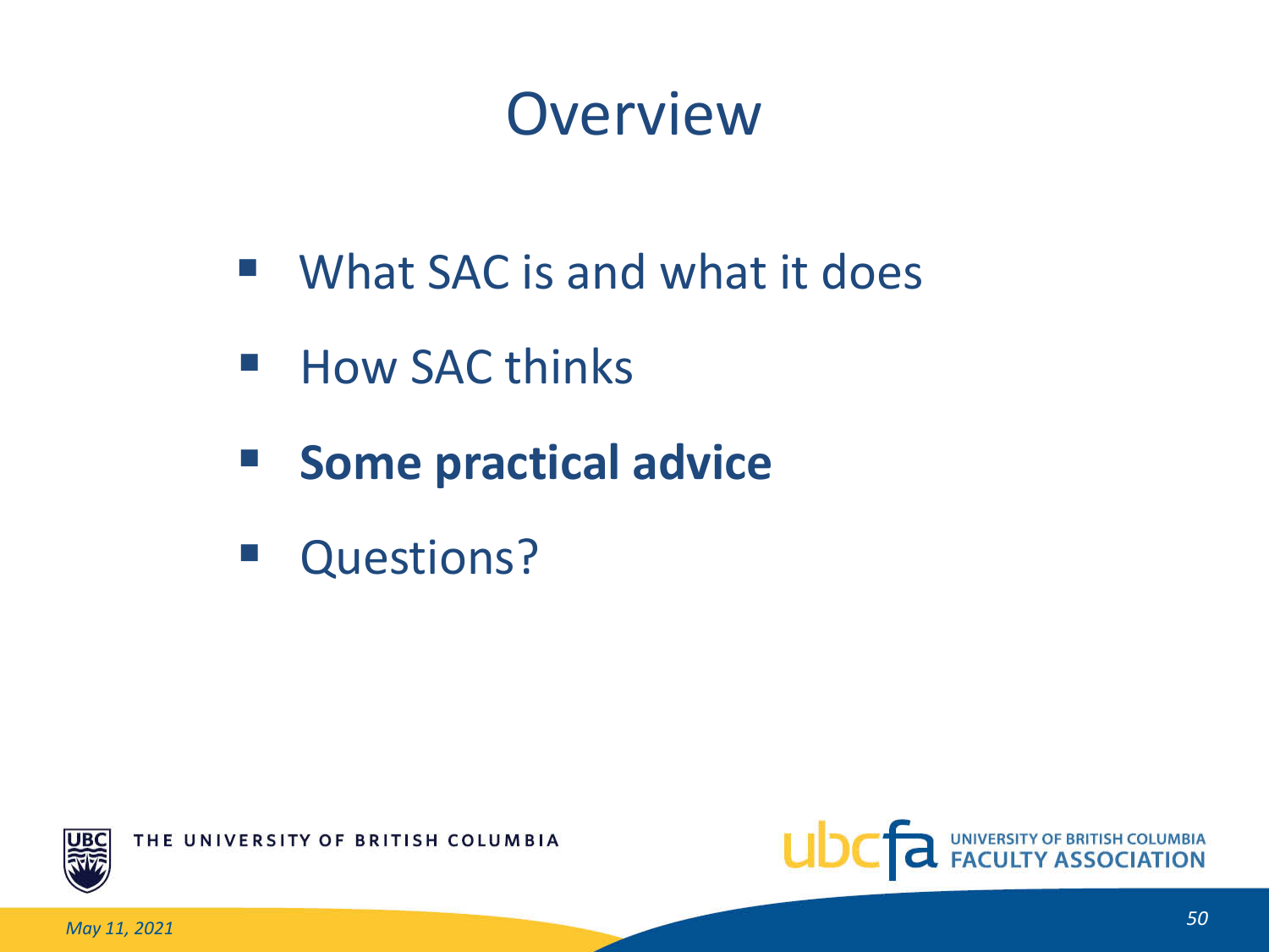# Overview

- What SAC is and what it does
- How SAC thinks
- **Some practical advice**
- Questions?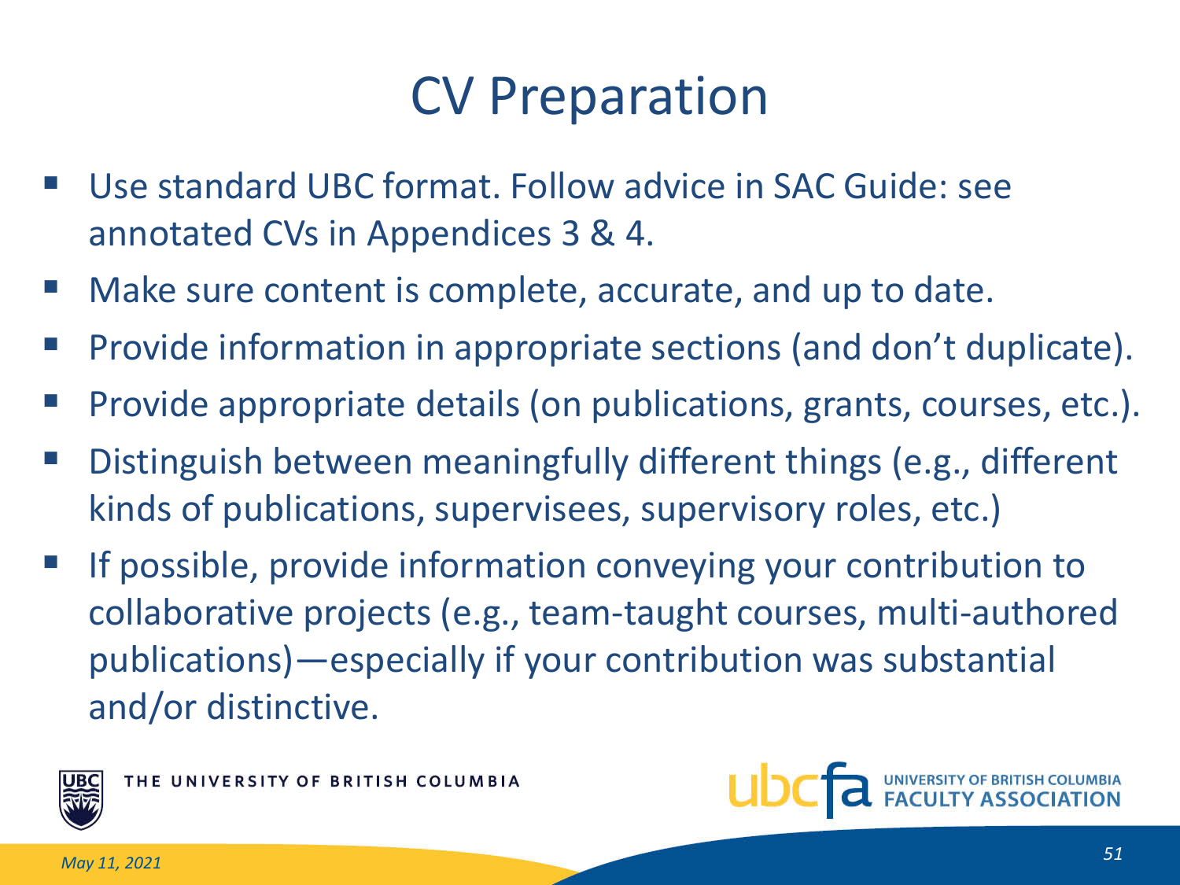# CV Preparation

- Use standard UBC format. Follow advice in SAC Guide: see annotated CVs in Appendices 3 & 4.
- Make sure content is complete, accurate, and up to date.
- Provide information in appropriate sections (and don't duplicate).
- Provide appropriate details (on publications, grants, courses, etc.).
- Distinguish between meaningfully different things (e.g., different kinds of publications, supervisees, supervisory roles, etc.)
- If possible, provide information conveying your contribution to collaborative projects (e.g., team-taught courses, multi-authored publications)—especially if your contribution was substantial and/or distinctive.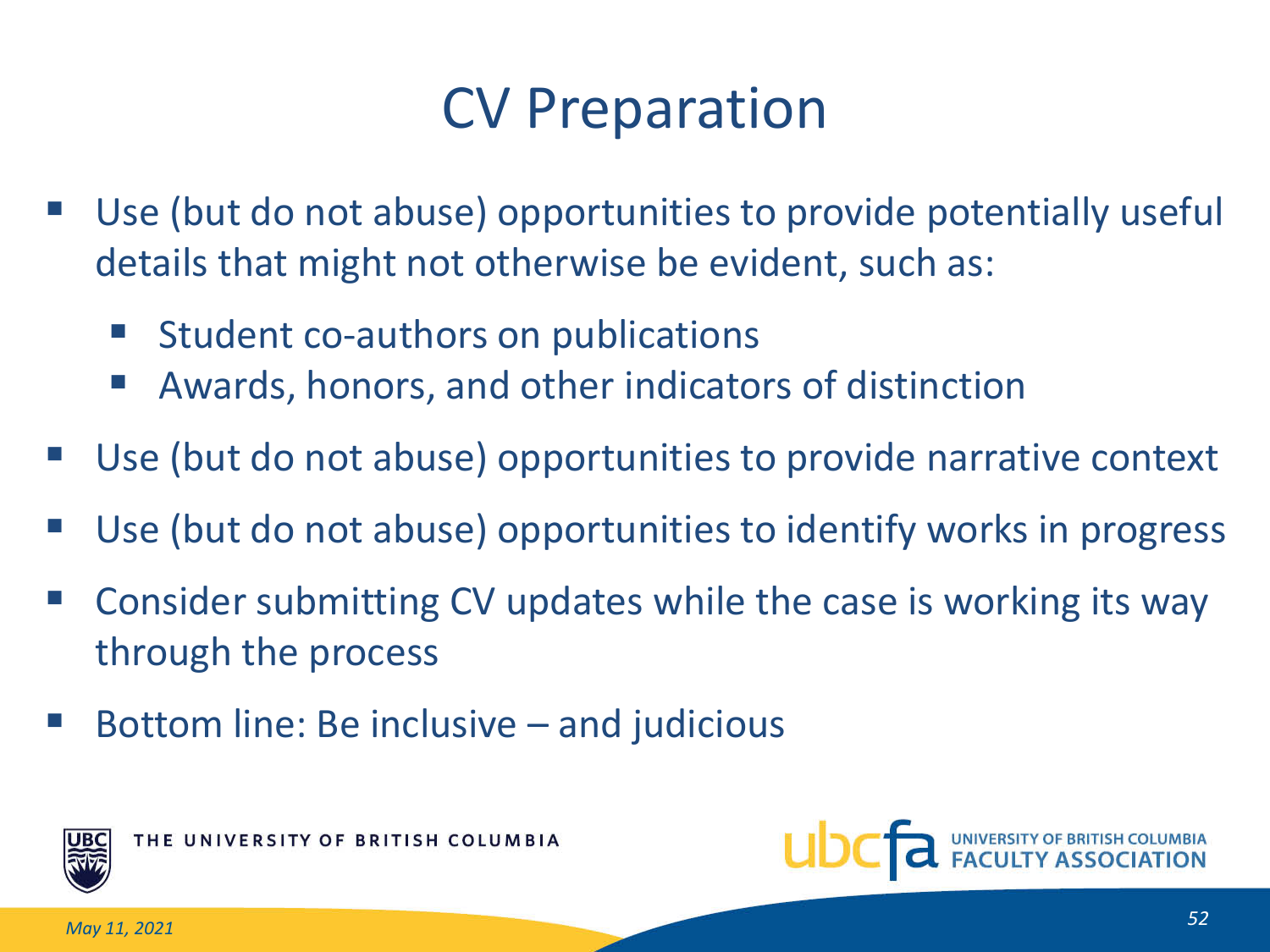# CV Preparation

- Use (but do not abuse) opportunities to provide potentially useful details that might not otherwise be evident, such as:
  - Student co-authors on publications
  - Awards, honors, and other indicators of distinction
- Use (but do not abuse) opportunities to provide narrative context
- Use (but do not abuse) opportunities to identify works in progress
- Consider submitting CV updates while the case is working its way through the process
- Bottom line: Be inclusive – and judicious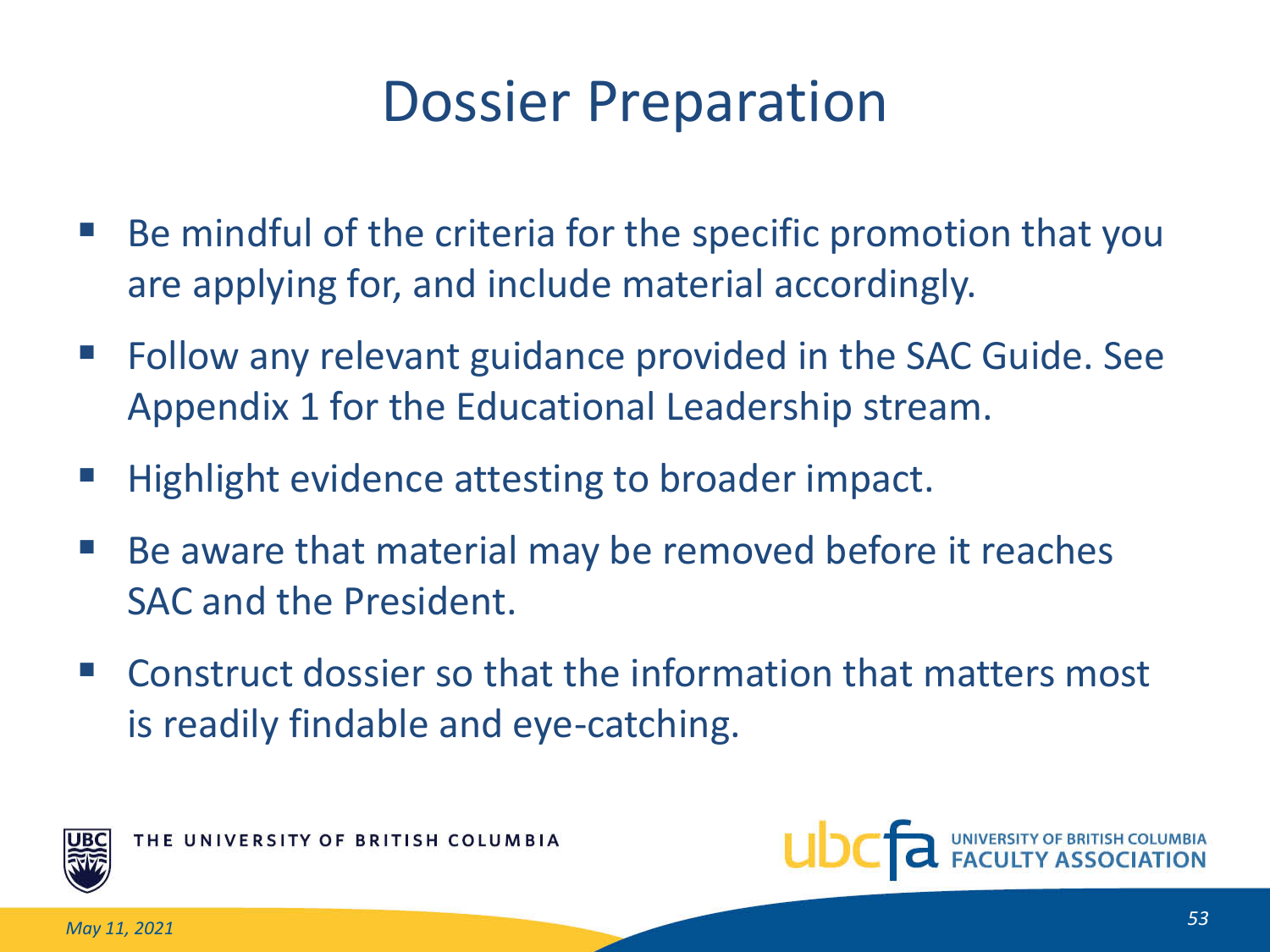# Dossier Preparation

- Be mindful of the criteria for the specific promotion that you are applying for, and include material accordingly.
- Follow any relevant guidance provided in the SAC Guide. See Appendix 1 for the Educational Leadership stream.
- Highlight evidence attesting to broader impact.
- Be aware that material may be removed before it reaches SAC and the President.
- Construct dossier so that the information that matters most is readily findable and eye-catching.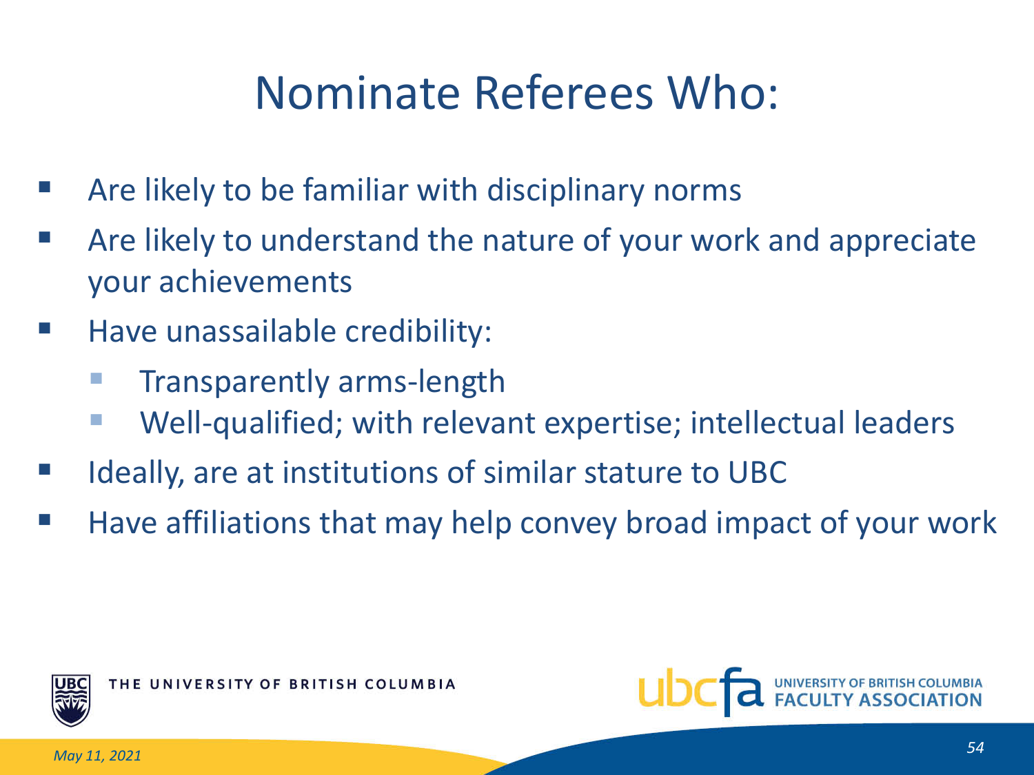# Nominate Referees Who:

- Are likely to be familiar with disciplinary norms
- Are likely to understand the nature of your work and appreciate your achievements
- Have unassailable credibility:
  - Transparently arms-length
  - Well-qualified; with relevant expertise; intellectual leaders
- Ideally, are at institutions of similar stature to UBC
- Have affiliations that may help convey broad impact of your work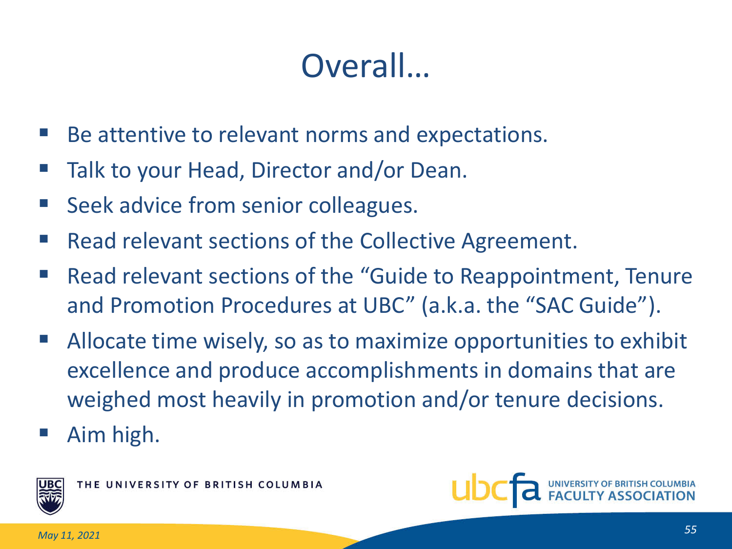# Overall…

- Be attentive to relevant norms and expectations.
- Talk to your Head, Director and/or Dean.
- Seek advice from senior colleagues.
- Read relevant sections of the Collective Agreement.
- Read relevant sections of the "Guide to Reappointment, Tenure and Promotion Procedures at UBC" (a.k.a. the "SAC Guide").
- Allocate time wisely, so as to maximize opportunities to exhibit excellence and produce accomplishments in domains that are weighed most heavily in promotion and/or tenure decisions.
- Aim high.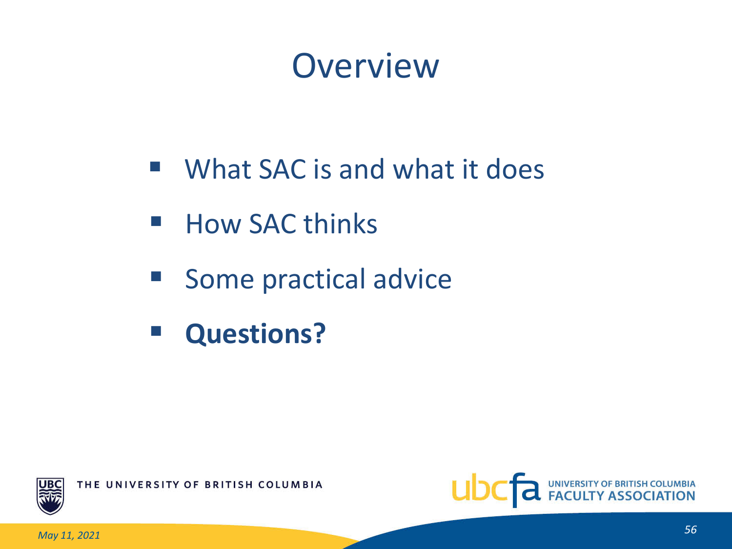# Overview

- What SAC is and what it does
- How SAC thinks
- Some practical advice
- **Questions?**